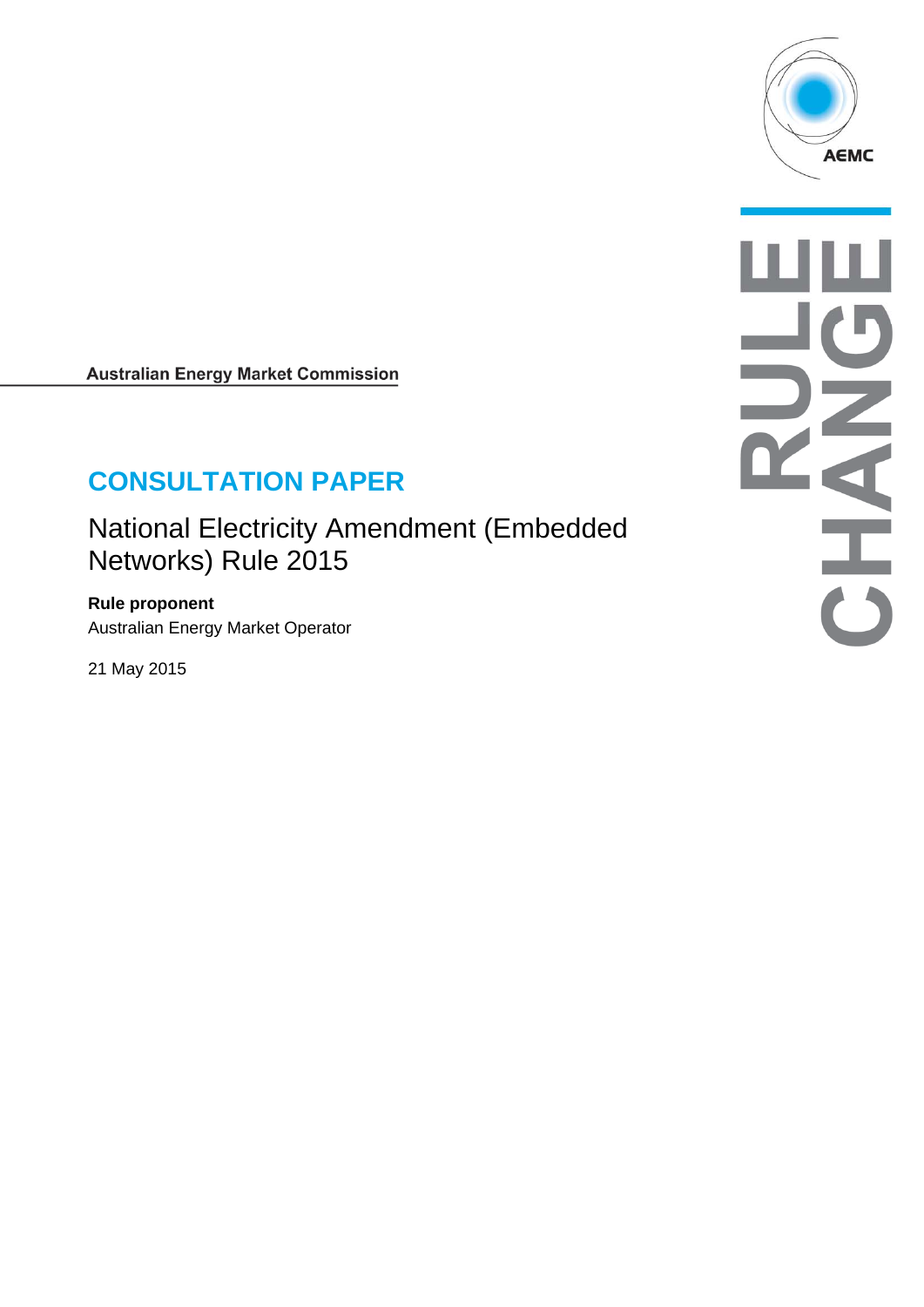Australian Energy Market Commission

# CONSULTATION PAPER

## National Electricity Amendment (Embedded Networks) Rule 2015

**Rule proponent**

Australian Energy Market Operator

21 May 2015

AEMC

RULE CHANGE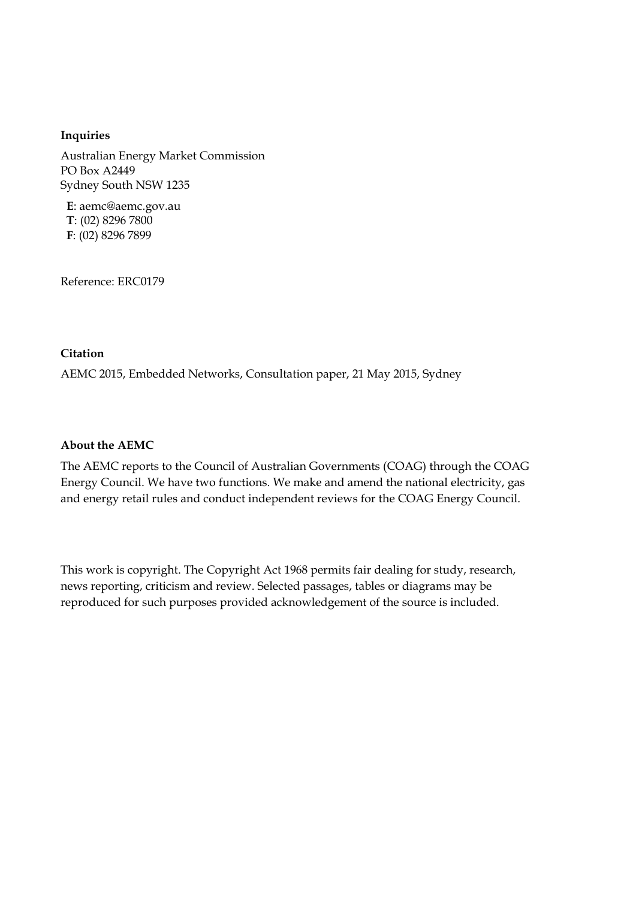**Inquiries**

Australian Energy Market Commission
PO Box A2449
Sydney South NSW 1235

**E**: aemc@aemc.gov.au
**T**: (02) 8296 7800
**F**: (02) 8296 7899

Reference: ERC0179

**Citation**

AEMC 2015, Embedded Networks, Consultation paper, 21 May 2015, Sydney

**About the AEMC**

The AEMC reports to the Council of Australian Governments (COAG) through the COAG Energy Council. We have two functions. We make and amend the national electricity, gas and energy retail rules and conduct independent reviews for the COAG Energy Council.

This work is copyright. The Copyright Act 1968 permits fair dealing for study, research, news reporting, criticism and review. Selected passages, tables or diagrams may be reproduced for such purposes provided acknowledgement of the source is included.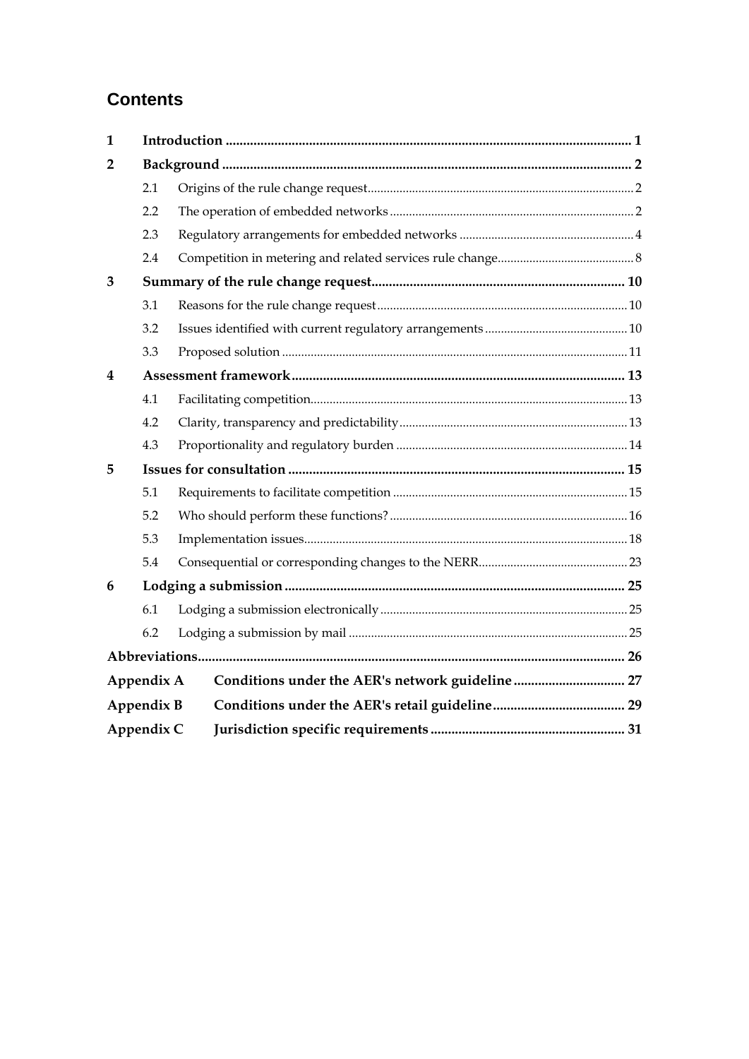## Contents

| | | |
|---|---|---|
| **1** | **Introduction** | **1** |
| **2** | **Background** | **2** |
| 2.1 | Origins of the rule change request | 2 |
| 2.2 | The operation of embedded networks | 2 |
| 2.3 | Regulatory arrangements for embedded networks | 4 |
| 2.4 | Competition in metering and related services rule change | 8 |
| **3** | **Summary of the rule change request** | **10** |
| 3.1 | Reasons for the rule change request | 10 |
| 3.2 | Issues identified with current regulatory arrangements | 10 |
| 3.3 | Proposed solution | 11 |
| **4** | **Assessment framework** | **13** |
| 4.1 | Facilitating competition | 13 |
| 4.2 | Clarity, transparency and predictability | 13 |
| 4.3 | Proportionality and regulatory burden | 14 |
| **5** | **Issues for consultation** | **15** |
| 5.1 | Requirements to facilitate competition | 15 |
| 5.2 | Who should perform these functions? | 16 |
| 5.3 | Implementation issues | 18 |
| 5.4 | Consequential or corresponding changes to the NERR | 23 |
| **6** | **Lodging a submission** | **25** |
| 6.1 | Lodging a submission electronically | 25 |
| 6.2 | Lodging a submission by mail | 25 |
| **Abbreviations** | | **26** |
| **Appendix A** | **Conditions under the AER's network guideline** | **27** |
| **Appendix B** | **Conditions under the AER's retail guideline** | **29** |
| **Appendix C** | **Jurisdiction specific requirements** | **31** |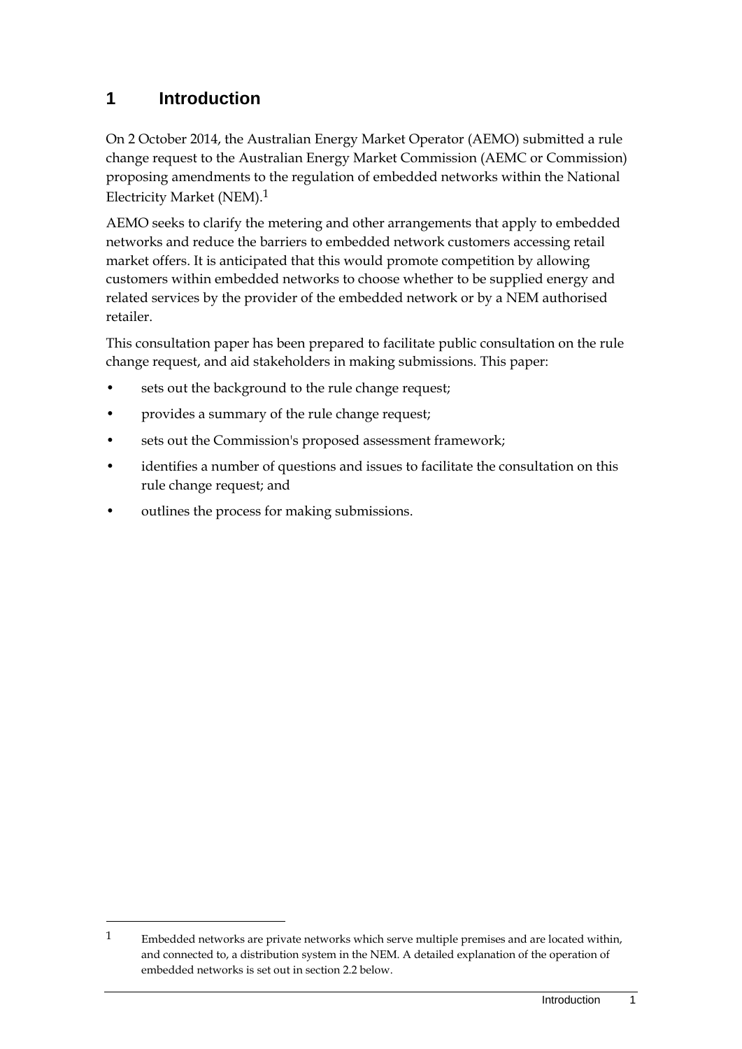# 1 Introduction

On 2 October 2014, the Australian Energy Market Operator (AEMO) submitted a rule change request to the Australian Energy Market Commission (AEMC or Commission) proposing amendments to the regulation of embedded networks within the National Electricity Market (NEM).[1]

AEMO seeks to clarify the metering and other arrangements that apply to embedded networks and reduce the barriers to embedded network customers accessing retail market offers. It is anticipated that this would promote competition by allowing customers within embedded networks to choose whether to be supplied energy and related services by the provider of the embedded network or by a NEM authorised retailer.

This consultation paper has been prepared to facilitate public consultation on the rule change request, and aid stakeholders in making submissions. This paper:

- sets out the background to the rule change request;
- provides a summary of the rule change request;
- sets out the Commission's proposed assessment framework;
- identifies a number of questions and issues to facilitate the consultation on this rule change request; and
- outlines the process for making submissions.

---

[1] Embedded networks are private networks which serve multiple premises and are located within, and connected to, a distribution system in the NEM. A detailed explanation of the operation of embedded networks is set out in section 2.2 below.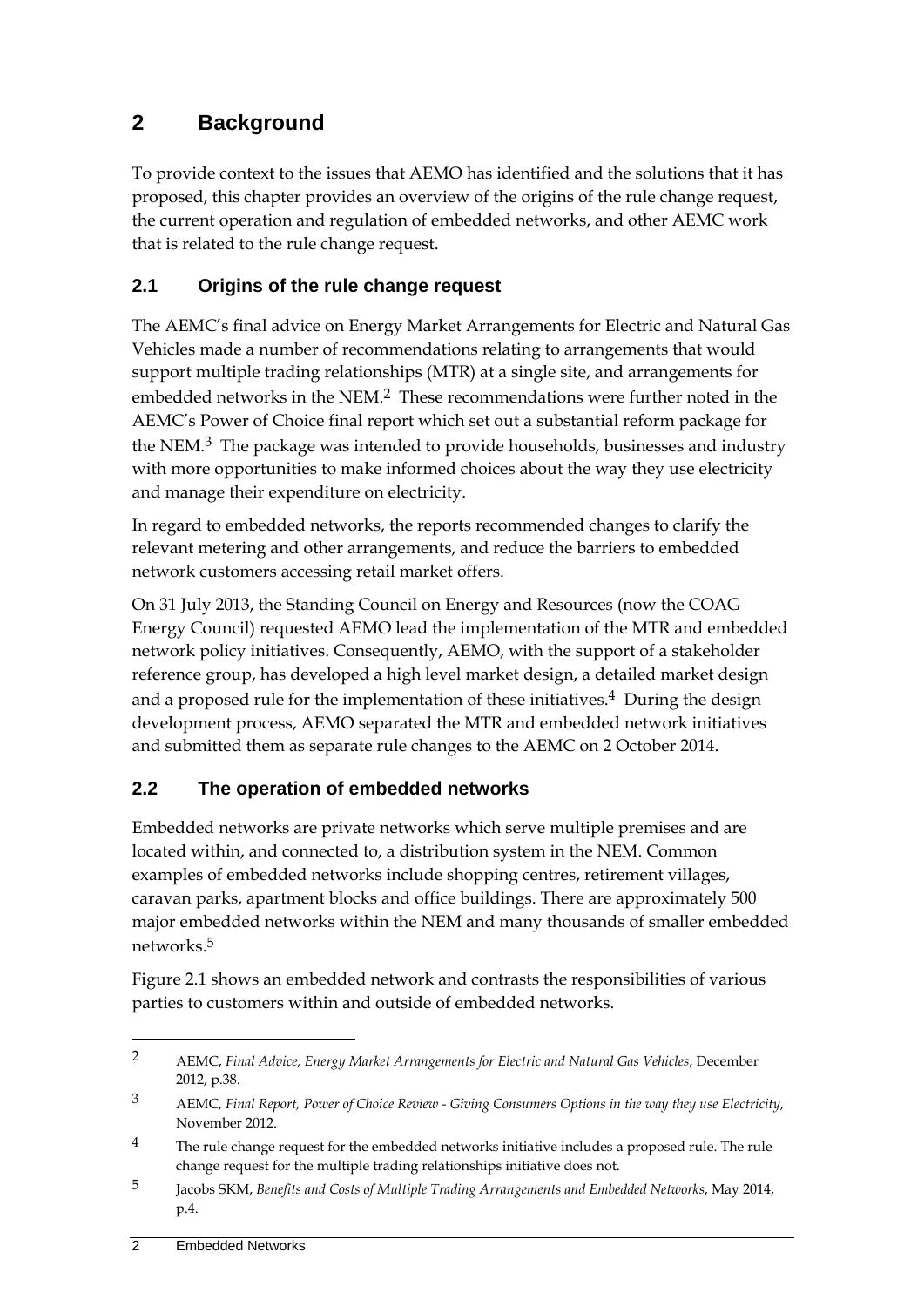# 2 Background

To provide context to the issues that AEMO has identified and the solutions that it has proposed, this chapter provides an overview of the origins of the rule change request, the current operation and regulation of embedded networks, and other AEMC work that is related to the rule change request.

## 2.1 Origins of the rule change request

The AEMC's final advice on Energy Market Arrangements for Electric and Natural Gas Vehicles made a number of recommendations relating to arrangements that would support multiple trading relationships (MTR) at a single site, and arrangements for embedded networks in the NEM.[2] These recommendations were further noted in the AEMC's Power of Choice final report which set out a substantial reform package for the NEM.[3] The package was intended to provide households, businesses and industry with more opportunities to make informed choices about the way they use electricity and manage their expenditure on electricity.

In regard to embedded networks, the reports recommended changes to clarify the relevant metering and other arrangements, and reduce the barriers to embedded network customers accessing retail market offers.

On 31 July 2013, the Standing Council on Energy and Resources (now the COAG Energy Council) requested AEMO lead the implementation of the MTR and embedded network policy initiatives. Consequently, AEMO, with the support of a stakeholder reference group, has developed a high level market design, a detailed market design and a proposed rule for the implementation of these initiatives.[4] During the design development process, AEMO separated the MTR and embedded network initiatives and submitted them as separate rule changes to the AEMC on 2 October 2014.

## 2.2 The operation of embedded networks

Embedded networks are private networks which serve multiple premises and are located within, and connected to, a distribution system in the NEM. Common examples of embedded networks include shopping centres, retirement villages, caravan parks, apartment blocks and office buildings. There are approximately 500 major embedded networks within the NEM and many thousands of smaller embedded networks.[5]

Figure 2.1 shows an embedded network and contrasts the responsibilities of various parties to customers within and outside of embedded networks.

---

[2] AEMC, *Final Advice, Energy Market Arrangements for Electric and Natural Gas Vehicles*, December 2012, p.38.

[3] AEMC, *Final Report, Power of Choice Review - Giving Consumers Options in the way they use Electricity*, November 2012.

[4] The rule change request for the embedded networks initiative includes a proposed rule. The rule change request for the multiple trading relationships initiative does not.

[5] Jacobs SKM, *Benefits and Costs of Multiple Trading Arrangements and Embedded Networks*, May 2014, p.4.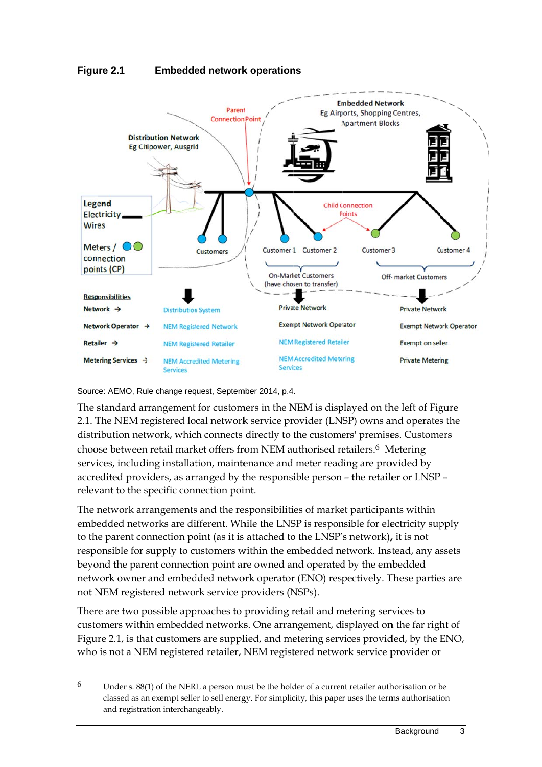**Figure 2.1 Embedded network operations**

| Responsibilities | | | |
|---|---|---|---|
| Network → | Distribution System | Private Network | Private Network |
| Network Operator → | NEM Registered Network | Exempt Network Operator | Exempt Network Operator |
| Retailer → | NEM Registered Retailer | NEM Registered Retailer | Exempt on seller |
| Metering Services → | NEM Accredited Metering Services | NEM Accredited Metering Services | Private Metering |

Source: AEMO, Rule change request, September 2014, p.4.

The standard arrangement for customers in the NEM is displayed on the left of Figure 2.1. The NEM registered local network service provider (LNSP) owns and operates the distribution network, which connects directly to the customers' premises. Customers choose between retail market offers from NEM authorised retailers.[6] Metering services, including installation, maintenance and meter reading are provided by accredited providers, as arranged by the responsible person – the retailer or LNSP – relevant to the specific connection point.

The network arrangements and the responsibilities of market participants within embedded networks are different. While the LNSP is responsible for electricity supply to the parent connection point (as it is attached to the LNSP's network), it is not responsible for supply to customers within the embedded network. Instead, any assets beyond the parent connection point are owned and operated by the embedded network owner and embedded network operator (ENO) respectively. These parties are not NEM registered network service providers (NSPs).

There are two possible approaches to providing retail and metering services to customers within embedded networks. One arrangement, displayed on the far right of Figure 2.1, is that customers are supplied, and metering services provided, by the ENO, who is not a NEM registered retailer, NEM registered network service provider or

---

6 Under s. 88(1) of the NERL a person must be the holder of a current retailer authorisation or be classed as an exempt seller to sell energy. For simplicity, this paper uses the terms authorisation and registration interchangeably.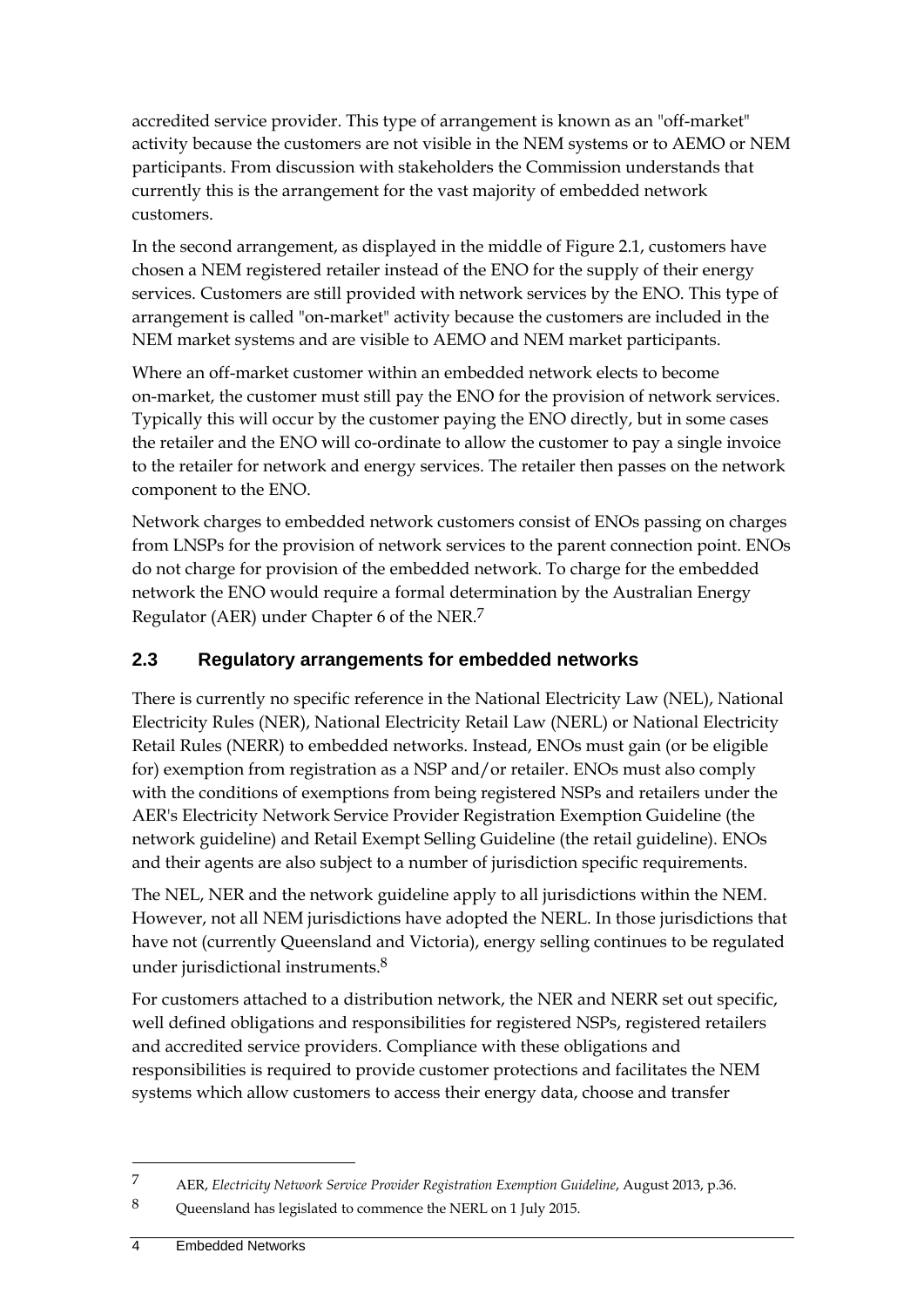accredited service provider. This type of arrangement is known as an "off-market" activity because the customers are not visible in the NEM systems or to AEMO or NEM participants. From discussion with stakeholders the Commission understands that currently this is the arrangement for the vast majority of embedded network customers.

In the second arrangement, as displayed in the middle of Figure 2.1, customers have chosen a NEM registered retailer instead of the ENO for the supply of their energy services. Customers are still provided with network services by the ENO. This type of arrangement is called "on-market" activity because the customers are included in the NEM market systems and are visible to AEMO and NEM market participants.

Where an off-market customer within an embedded network elects to become on-market, the customer must still pay the ENO for the provision of network services. Typically this will occur by the customer paying the ENO directly, but in some cases the retailer and the ENO will co-ordinate to allow the customer to pay a single invoice to the retailer for network and energy services. The retailer then passes on the network component to the ENO.

Network charges to embedded network customers consist of ENOs passing on charges from LNSPs for the provision of network services to the parent connection point. ENOs do not charge for provision of the embedded network. To charge for the embedded network the ENO would require a formal determination by the Australian Energy Regulator (AER) under Chapter 6 of the NER.[7]

## 2.3 Regulatory arrangements for embedded networks

There is currently no specific reference in the National Electricity Law (NEL), National Electricity Rules (NER), National Electricity Retail Law (NERL) or National Electricity Retail Rules (NERR) to embedded networks. Instead, ENOs must gain (or be eligible for) exemption from registration as a NSP and/or retailer. ENOs must also comply with the conditions of exemptions from being registered NSPs and retailers under the AER's Electricity Network Service Provider Registration Exemption Guideline (the network guideline) and Retail Exempt Selling Guideline (the retail guideline). ENOs and their agents are also subject to a number of jurisdiction specific requirements.

The NEL, NER and the network guideline apply to all jurisdictions within the NEM. However, not all NEM jurisdictions have adopted the NERL. In those jurisdictions that have not (currently Queensland and Victoria), energy selling continues to be regulated under jurisdictional instruments.[8]

For customers attached to a distribution network, the NER and NERR set out specific, well defined obligations and responsibilities for registered NSPs, registered retailers and accredited service providers. Compliance with these obligations and responsibilities is required to provide customer protections and facilitates the NEM systems which allow customers to access their energy data, choose and transfer

---

7 AER, *Electricity Network Service Provider Registration Exemption Guideline*, August 2013, p.36.

8 Queensland has legislated to commence the NERL on 1 July 2015.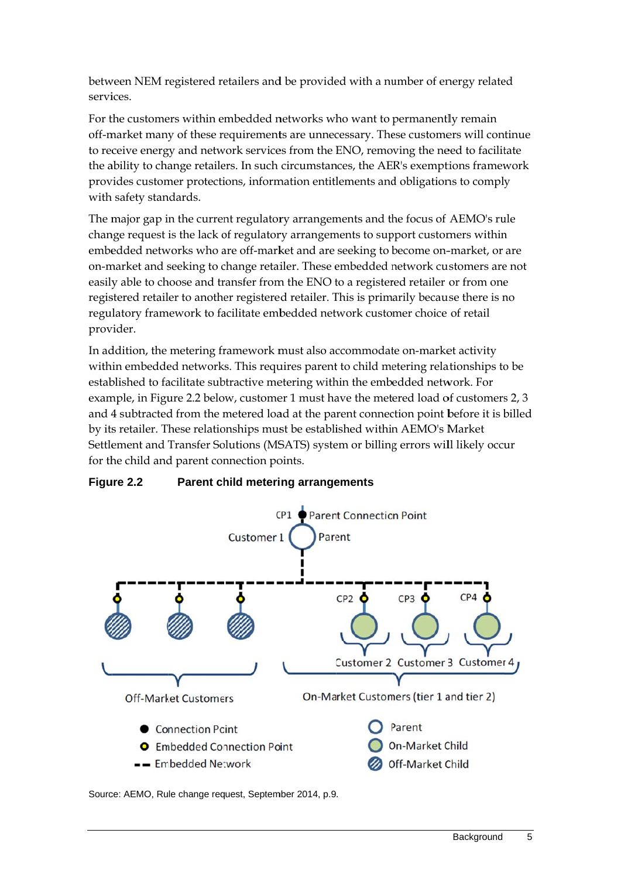between NEM registered retailers and be provided with a number of energy related services.

For the customers within embedded networks who want to permanently remain off-market many of these requirements are unnecessary. These customers will continue to receive energy and network services from the ENO, removing the need to facilitate the ability to change retailers. In such circumstances, the AER's exemptions framework provides customer protections, information entitlements and obligations to comply with safety standards.

The major gap in the current regulatory arrangements and the focus of AEMO's rule change request is the lack of regulatory arrangements to support customers within embedded networks who are off-market and are seeking to become on-market, or are on-market and seeking to change retailer. These embedded network customers are not easily able to choose and transfer from the ENO to a registered retailer or from one registered retailer to another registered retailer. This is primarily because there is no regulatory framework to facilitate embedded network customer choice of retail provider.

In addition, the metering framework must also accommodate on-market activity within embedded networks. This requires parent to child metering relationships to be established to facilitate subtractive metering within the embedded network. For example, in Figure 2.2 below, customer 1 must have the metered load of customers 2, 3 and 4 subtracted from the metered load at the parent connection point before it is billed by its retailer. These relationships must be established within AEMO's Market Settlement and Transfer Solutions (MSATS) system or billing errors will likely occur for the child and parent connection points.

**Figure 2.2 Parent child metering arrangements**

CP1 Parent Connection Point

Customer 1 Parent

CP2 CP3 CP4

Customer 2 Customer 3 Customer 4

Off-Market Customers

On-Market Customers (tier 1 and tier 2)

Connection Point

Embedded Connection Point

Embedded Network

Parent

On-Market Child

Off-Market Child

Source: AEMO, Rule change request, September 2014, p.9.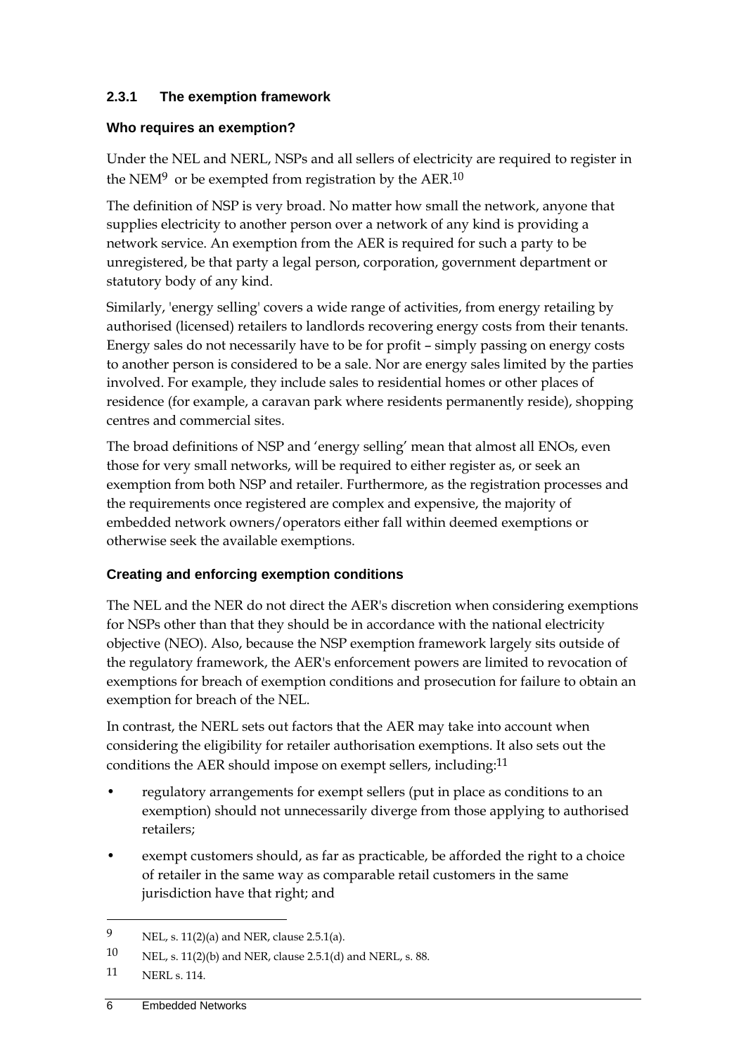### 2.3.1 The exemption framework

#### Who requires an exemption?

Under the NEL and NERL, NSPs and all sellers of electricity are required to register in the NEM[9] or be exempted from registration by the AER.[10]

The definition of NSP is very broad. No matter how small the network, anyone that supplies electricity to another person over a network of any kind is providing a network service. An exemption from the AER is required for such a party to be unregistered, be that party a legal person, corporation, government department or statutory body of any kind.

Similarly, 'energy selling' covers a wide range of activities, from energy retailing by authorised (licensed) retailers to landlords recovering energy costs from their tenants. Energy sales do not necessarily have to be for profit – simply passing on energy costs to another person is considered to be a sale. Nor are energy sales limited by the parties involved. For example, they include sales to residential homes or other places of residence (for example, a caravan park where residents permanently reside), shopping centres and commercial sites.

The broad definitions of NSP and 'energy selling' mean that almost all ENOs, even those for very small networks, will be required to either register as, or seek an exemption from both NSP and retailer. Furthermore, as the registration processes and the requirements once registered are complex and expensive, the majority of embedded network owners/operators either fall within deemed exemptions or otherwise seek the available exemptions.

#### Creating and enforcing exemption conditions

The NEL and the NER do not direct the AER's discretion when considering exemptions for NSPs other than that they should be in accordance with the national electricity objective (NEO). Also, because the NSP exemption framework largely sits outside of the regulatory framework, the AER's enforcement powers are limited to revocation of exemptions for breach of exemption conditions and prosecution for failure to obtain an exemption for breach of the NEL.

In contrast, the NERL sets out factors that the AER may take into account when considering the eligibility for retailer authorisation exemptions. It also sets out the conditions the AER should impose on exempt sellers, including:[11]

- regulatory arrangements for exempt sellers (put in place as conditions to an exemption) should not unnecessarily diverge from those applying to authorised retailers;
- exempt customers should, as far as practicable, be afforded the right to a choice of retailer in the same way as comparable retail customers in the same jurisdiction have that right; and

---

[9] NEL, s. 11(2)(a) and NER, clause 2.5.1(a).

[10] NEL, s. 11(2)(b) and NER, clause 2.5.1(d) and NERL, s. 88.

[11] NERL s. 114.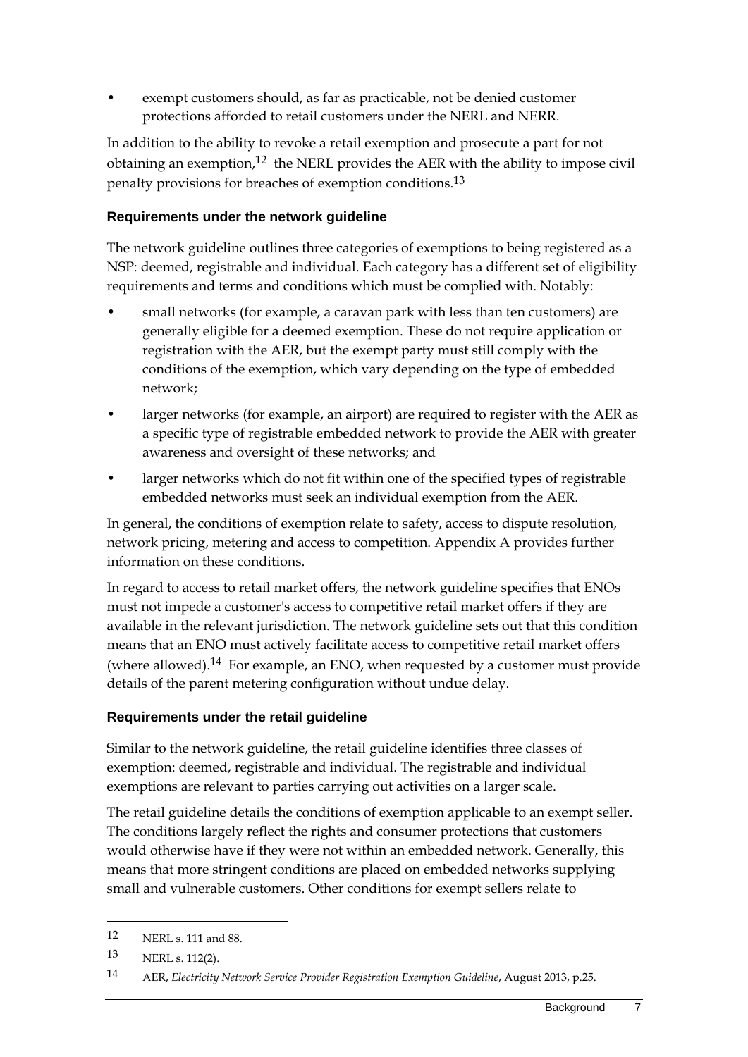- exempt customers should, as far as practicable, not be denied customer protections afforded to retail customers under the NERL and NERR.

In addition to the ability to revoke a retail exemption and prosecute a part for not obtaining an exemption,[12] the NERL provides the AER with the ability to impose civil penalty provisions for breaches of exemption conditions.[13]

### Requirements under the network guideline

The network guideline outlines three categories of exemptions to being registered as a NSP: deemed, registrable and individual. Each category has a different set of eligibility requirements and terms and conditions which must be complied with. Notably:

- small networks (for example, a caravan park with less than ten customers) are generally eligible for a deemed exemption. These do not require application or registration with the AER, but the exempt party must still comply with the conditions of the exemption, which vary depending on the type of embedded network;
- larger networks (for example, an airport) are required to register with the AER as a specific type of registrable embedded network to provide the AER with greater awareness and oversight of these networks; and
- larger networks which do not fit within one of the specified types of registrable embedded networks must seek an individual exemption from the AER.

In general, the conditions of exemption relate to safety, access to dispute resolution, network pricing, metering and access to competition. Appendix A provides further information on these conditions.

In regard to access to retail market offers, the network guideline specifies that ENOs must not impede a customer's access to competitive retail market offers if they are available in the relevant jurisdiction. The network guideline sets out that this condition means that an ENO must actively facilitate access to competitive retail market offers (where allowed).[14] For example, an ENO, when requested by a customer must provide details of the parent metering configuration without undue delay.

### Requirements under the retail guideline

Similar to the network guideline, the retail guideline identifies three classes of exemption: deemed, registrable and individual. The registrable and individual exemptions are relevant to parties carrying out activities on a larger scale.

The retail guideline details the conditions of exemption applicable to an exempt seller. The conditions largely reflect the rights and consumer protections that customers would otherwise have if they were not within an embedded network. Generally, this means that more stringent conditions are placed on embedded networks supplying small and vulnerable customers. Other conditions for exempt sellers relate to

---

12 NERL s. 111 and 88.

13 NERL s. 112(2).

14 AER, *Electricity Network Service Provider Registration Exemption Guideline*, August 2013, p.25.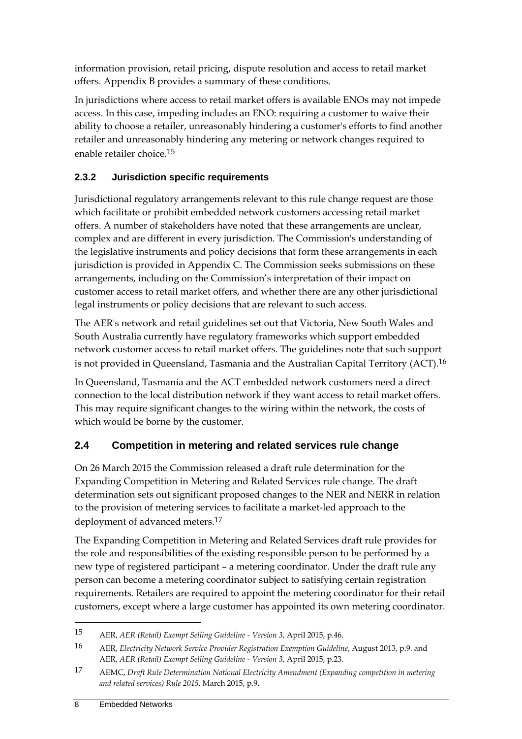information provision, retail pricing, dispute resolution and access to retail market offers. Appendix B provides a summary of these conditions.

In jurisdictions where access to retail market offers is available ENOs may not impede access. In this case, impeding includes an ENO: requiring a customer to waive their ability to choose a retailer, unreasonably hindering a customer's efforts to find another retailer and unreasonably hindering any metering or network changes required to enable retailer choice.[15]

### 2.3.2 Jurisdiction specific requirements

Jurisdictional regulatory arrangements relevant to this rule change request are those which facilitate or prohibit embedded network customers accessing retail market offers. A number of stakeholders have noted that these arrangements are unclear, complex and are different in every jurisdiction. The Commission's understanding of the legislative instruments and policy decisions that form these arrangements in each jurisdiction is provided in Appendix C. The Commission seeks submissions on these arrangements, including on the Commission's interpretation of their impact on customer access to retail market offers, and whether there are any other jurisdictional legal instruments or policy decisions that are relevant to such access.

The AER's network and retail guidelines set out that Victoria, New South Wales and South Australia currently have regulatory frameworks which support embedded network customer access to retail market offers. The guidelines note that such support is not provided in Queensland, Tasmania and the Australian Capital Territory (ACT).[16]

In Queensland, Tasmania and the ACT embedded network customers need a direct connection to the local distribution network if they want access to retail market offers. This may require significant changes to the wiring within the network, the costs of which would be borne by the customer.

## 2.4 Competition in metering and related services rule change

On 26 March 2015 the Commission released a draft rule determination for the Expanding Competition in Metering and Related Services rule change. The draft determination sets out significant proposed changes to the NER and NERR in relation to the provision of metering services to facilitate a market-led approach to the deployment of advanced meters.[17]

The Expanding Competition in Metering and Related Services draft rule provides for the role and responsibilities of the existing responsible person to be performed by a new type of registered participant – a metering coordinator. Under the draft rule any person can become a metering coordinator subject to satisfying certain registration requirements. Retailers are required to appoint the metering coordinator for their retail customers, except where a large customer has appointed its own metering coordinator.

---

15 AER, *AER (Retail) Exempt Selling Guideline - Version 3*, April 2015, p.46.

16 AER, *Electricity Network Service Provider Registration Exemption Guideline*, August 2013, p.9. and AER, *AER (Retail) Exempt Selling Guideline - Version 3*, April 2015, p.23.

17 AEMC, *Draft Rule Determination National Electricity Amendment (Expanding competition in metering and related services) Rule 2015*, March 2015, p.9.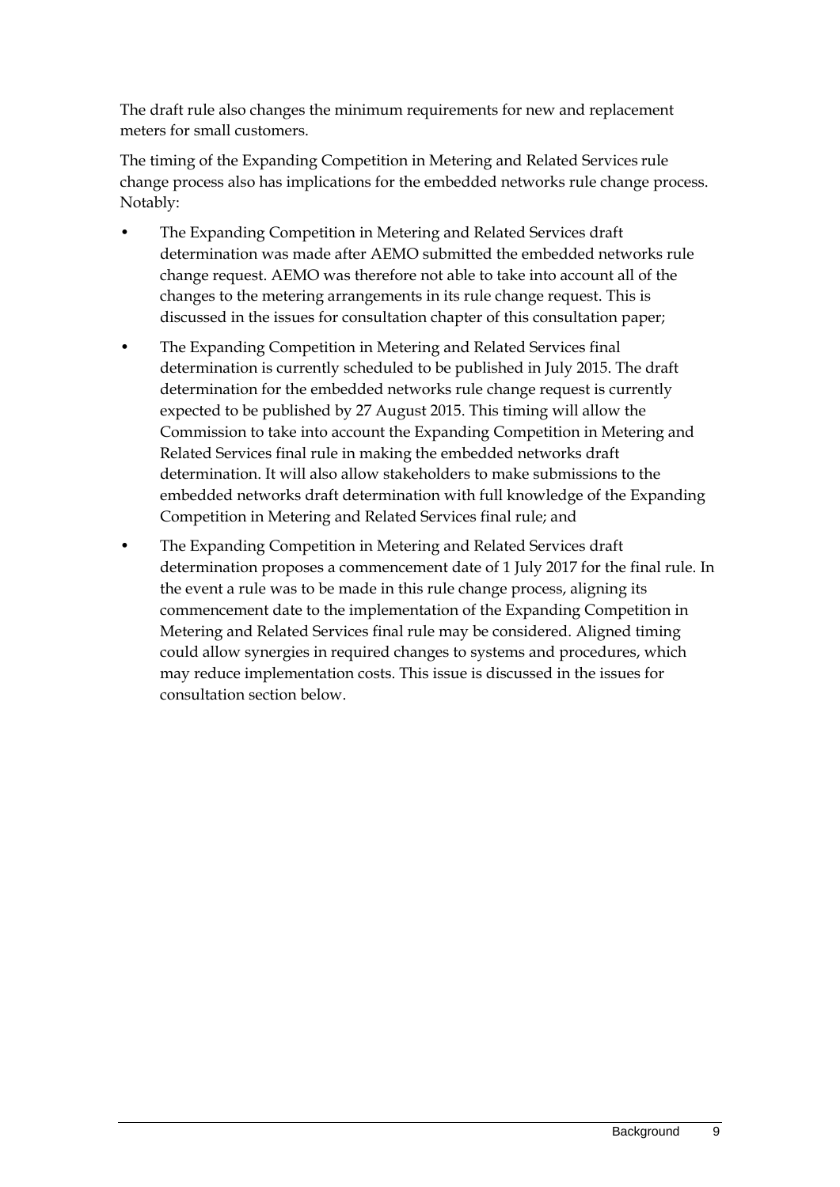The draft rule also changes the minimum requirements for new and replacement meters for small customers.

The timing of the Expanding Competition in Metering and Related Services rule change process also has implications for the embedded networks rule change process. Notably:

- The Expanding Competition in Metering and Related Services draft determination was made after AEMO submitted the embedded networks rule change request. AEMO was therefore not able to take into account all of the changes to the metering arrangements in its rule change request. This is discussed in the issues for consultation chapter of this consultation paper;
- The Expanding Competition in Metering and Related Services final determination is currently scheduled to be published in July 2015. The draft determination for the embedded networks rule change request is currently expected to be published by 27 August 2015. This timing will allow the Commission to take into account the Expanding Competition in Metering and Related Services final rule in making the embedded networks draft determination. It will also allow stakeholders to make submissions to the embedded networks draft determination with full knowledge of the Expanding Competition in Metering and Related Services final rule; and
- The Expanding Competition in Metering and Related Services draft determination proposes a commencement date of 1 July 2017 for the final rule. In the event a rule was to be made in this rule change process, aligning its commencement date to the implementation of the Expanding Competition in Metering and Related Services final rule may be considered. Aligned timing could allow synergies in required changes to systems and procedures, which may reduce implementation costs. This issue is discussed in the issues for consultation section below.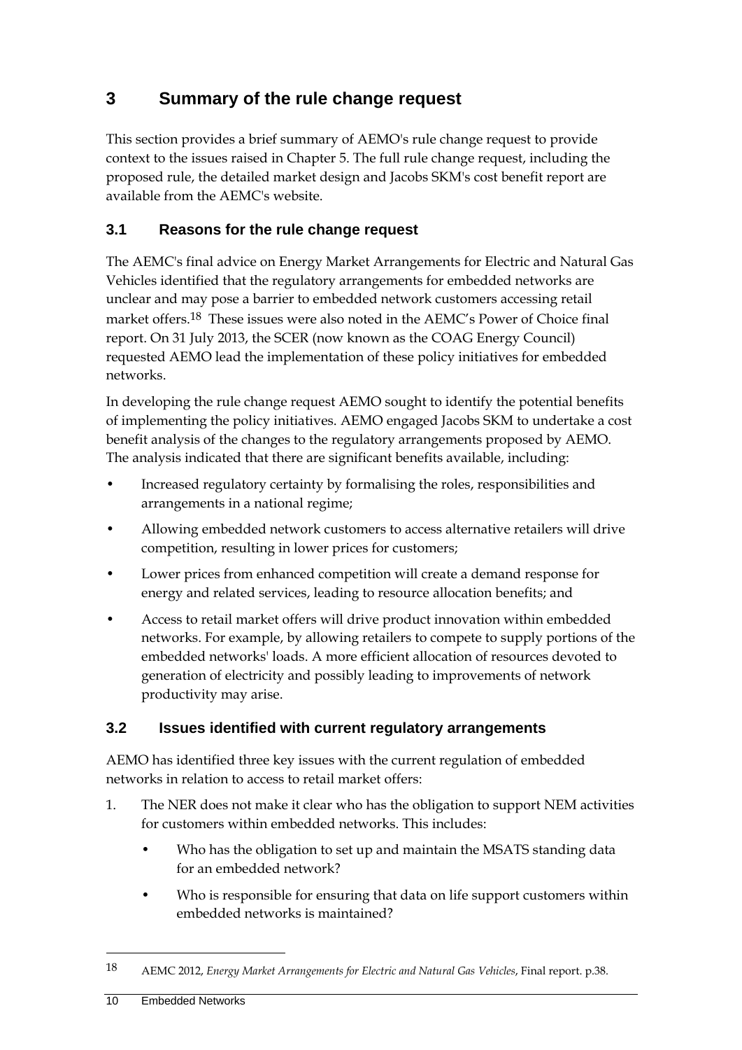# 3 Summary of the rule change request

This section provides a brief summary of AEMO's rule change request to provide context to the issues raised in Chapter 5. The full rule change request, including the proposed rule, the detailed market design and Jacobs SKM's cost benefit report are available from the AEMC's website.

## 3.1 Reasons for the rule change request

The AEMC's final advice on Energy Market Arrangements for Electric and Natural Gas Vehicles identified that the regulatory arrangements for embedded networks are unclear and may pose a barrier to embedded network customers accessing retail market offers.[18] These issues were also noted in the AEMC's Power of Choice final report. On 31 July 2013, the SCER (now known as the COAG Energy Council) requested AEMO lead the implementation of these policy initiatives for embedded networks.

In developing the rule change request AEMO sought to identify the potential benefits of implementing the policy initiatives. AEMO engaged Jacobs SKM to undertake a cost benefit analysis of the changes to the regulatory arrangements proposed by AEMO. The analysis indicated that there are significant benefits available, including:

- Increased regulatory certainty by formalising the roles, responsibilities and arrangements in a national regime;
- Allowing embedded network customers to access alternative retailers will drive competition, resulting in lower prices for customers;
- Lower prices from enhanced competition will create a demand response for energy and related services, leading to resource allocation benefits; and
- Access to retail market offers will drive product innovation within embedded networks. For example, by allowing retailers to compete to supply portions of the embedded networks' loads. A more efficient allocation of resources devoted to generation of electricity and possibly leading to improvements of network productivity may arise.

## 3.2 Issues identified with current regulatory arrangements

AEMO has identified three key issues with the current regulation of embedded networks in relation to access to retail market offers:

1. The NER does not make it clear who has the obligation to support NEM activities for customers within embedded networks. This includes:
    - Who has the obligation to set up and maintain the MSATS standing data for an embedded network?
    - Who is responsible for ensuring that data on life support customers within embedded networks is maintained?

---

18 AEMC 2012, *Energy Market Arrangements for Electric and Natural Gas Vehicles*, Final report. p.38.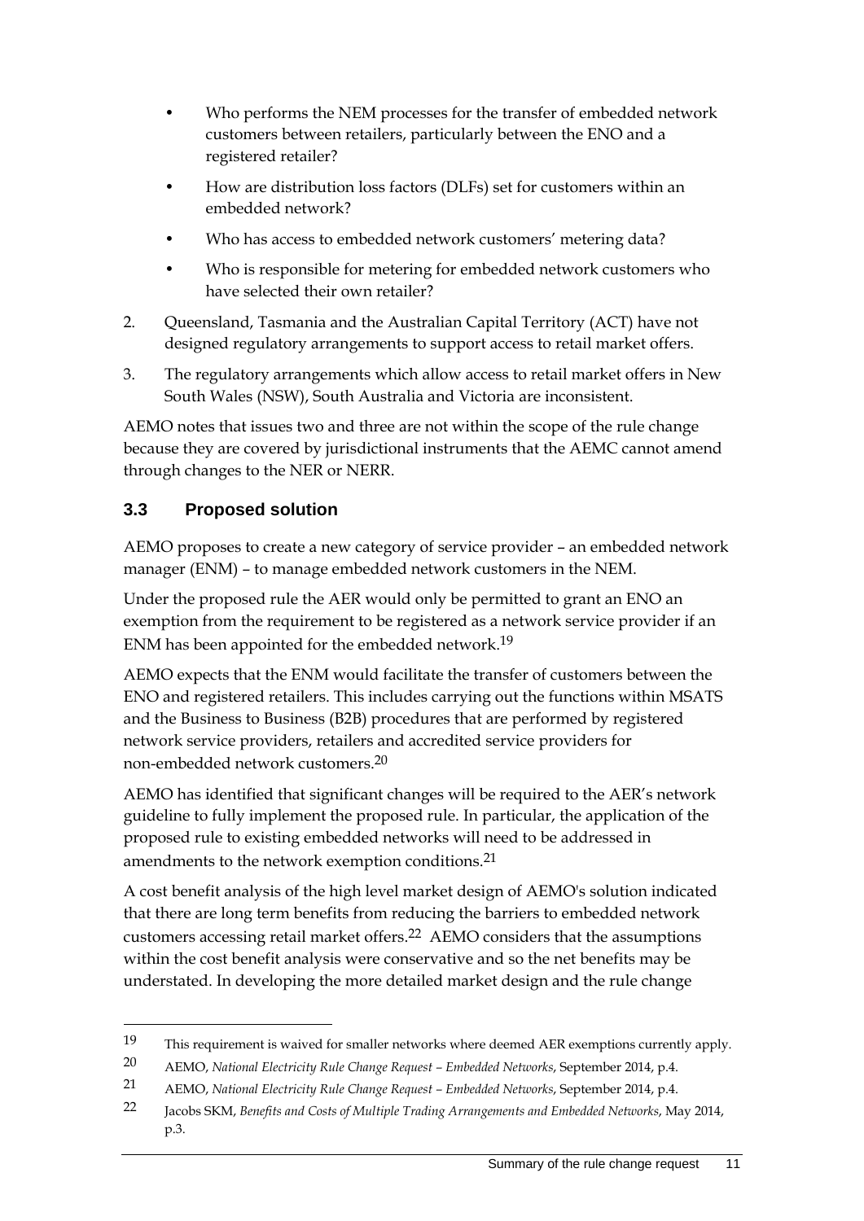- Who performs the NEM processes for the transfer of embedded network customers between retailers, particularly between the ENO and a registered retailer?
- How are distribution loss factors (DLFs) set for customers within an embedded network?
- Who has access to embedded network customers' metering data?
- Who is responsible for metering for embedded network customers who have selected their own retailer?

2. Queensland, Tasmania and the Australian Capital Territory (ACT) have not designed regulatory arrangements to support access to retail market offers.
3. The regulatory arrangements which allow access to retail market offers in New South Wales (NSW), South Australia and Victoria are inconsistent.

AEMO notes that issues two and three are not within the scope of the rule change because they are covered by jurisdictional instruments that the AEMC cannot amend through changes to the NER or NERR.

### 3.3 Proposed solution

AEMO proposes to create a new category of service provider – an embedded network manager (ENM) – to manage embedded network customers in the NEM.

Under the proposed rule the AER would only be permitted to grant an ENO an exemption from the requirement to be registered as a network service provider if an ENM has been appointed for the embedded network.[19]

AEMO expects that the ENM would facilitate the transfer of customers between the ENO and registered retailers. This includes carrying out the functions within MSATS and the Business to Business (B2B) procedures that are performed by registered network service providers, retailers and accredited service providers for non-embedded network customers.[20]

AEMO has identified that significant changes will be required to the AER's network guideline to fully implement the proposed rule. In particular, the application of the proposed rule to existing embedded networks will need to be addressed in amendments to the network exemption conditions.[21]

A cost benefit analysis of the high level market design of AEMO's solution indicated that there are long term benefits from reducing the barriers to embedded network customers accessing retail market offers.[22] AEMO considers that the assumptions within the cost benefit analysis were conservative and so the net benefits may be understated. In developing the more detailed market design and the rule change

---

19 This requirement is waived for smaller networks where deemed AER exemptions currently apply.

20 AEMO, *National Electricity Rule Change Request – Embedded Networks*, September 2014, p.4.

21 AEMO, *National Electricity Rule Change Request – Embedded Networks*, September 2014, p.4.

22 Jacobs SKM, *Benefits and Costs of Multiple Trading Arrangements and Embedded Networks*, May 2014, p.3.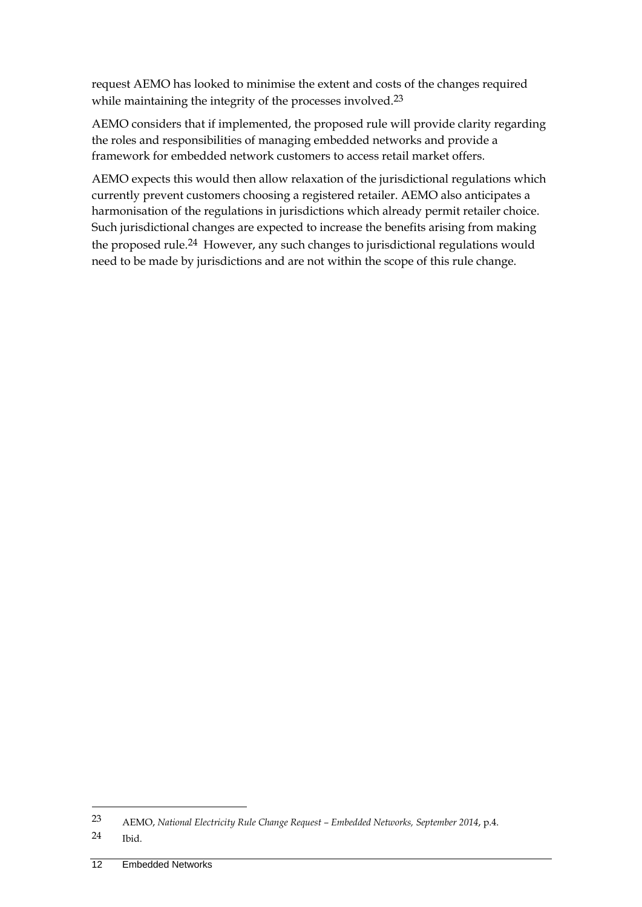request AEMO has looked to minimise the extent and costs of the changes required while maintaining the integrity of the processes involved.[23]

AEMO considers that if implemented, the proposed rule will provide clarity regarding the roles and responsibilities of managing embedded networks and provide a framework for embedded network customers to access retail market offers.

AEMO expects this would then allow relaxation of the jurisdictional regulations which currently prevent customers choosing a registered retailer. AEMO also anticipates a harmonisation of the regulations in jurisdictions which already permit retailer choice. Such jurisdictional changes are expected to increase the benefits arising from making the proposed rule.[24] However, any such changes to jurisdictional regulations would need to be made by jurisdictions and are not within the scope of this rule change.

---

23 AEMO, *National Electricity Rule Change Request – Embedded Networks, September 2014*, p.4.

24 Ibid.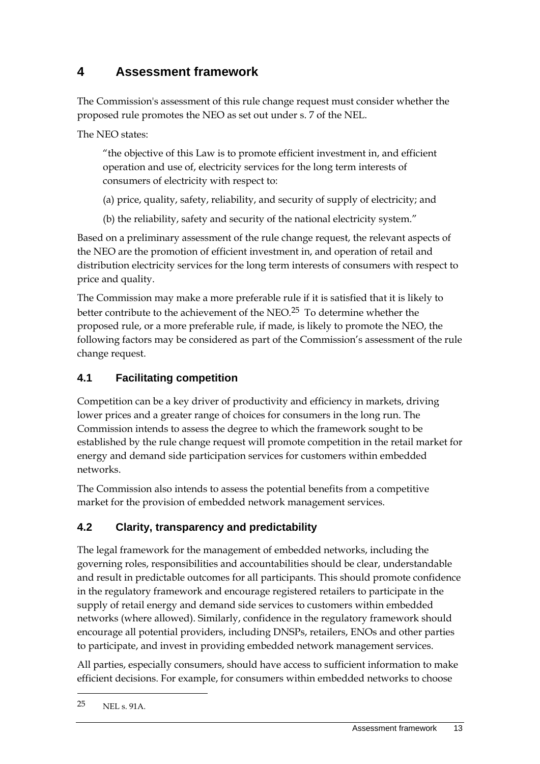# 4 Assessment framework

The Commission's assessment of this rule change request must consider whether the proposed rule promotes the NEO as set out under s. 7 of the NEL.

The NEO states:

> "the objective of this Law is to promote efficient investment in, and efficient operation and use of, electricity services for the long term interests of consumers of electricity with respect to:
>
> (a) price, quality, safety, reliability, and security of supply of electricity; and
>
> (b) the reliability, safety and security of the national electricity system."

Based on a preliminary assessment of the rule change request, the relevant aspects of the NEO are the promotion of efficient investment in, and operation of retail and distribution electricity services for the long term interests of consumers with respect to price and quality.

The Commission may make a more preferable rule if it is satisfied that it is likely to better contribute to the achievement of the NEO.[25] To determine whether the proposed rule, or a more preferable rule, if made, is likely to promote the NEO, the following factors may be considered as part of the Commission's assessment of the rule change request.

## 4.1 Facilitating competition

Competition can be a key driver of productivity and efficiency in markets, driving lower prices and a greater range of choices for consumers in the long run. The Commission intends to assess the degree to which the framework sought to be established by the rule change request will promote competition in the retail market for energy and demand side participation services for customers within embedded networks.

The Commission also intends to assess the potential benefits from a competitive market for the provision of embedded network management services.

## 4.2 Clarity, transparency and predictability

The legal framework for the management of embedded networks, including the governing roles, responsibilities and accountabilities should be clear, understandable and result in predictable outcomes for all participants. This should promote confidence in the regulatory framework and encourage registered retailers to participate in the supply of retail energy and demand side services to customers within embedded networks (where allowed). Similarly, confidence in the regulatory framework should encourage all potential providers, including DNSPs, retailers, ENOs and other parties to participate, and invest in providing embedded network management services.

All parties, especially consumers, should have access to sufficient information to make efficient decisions. For example, for consumers within embedded networks to choose

---

25 NEL s. 91A.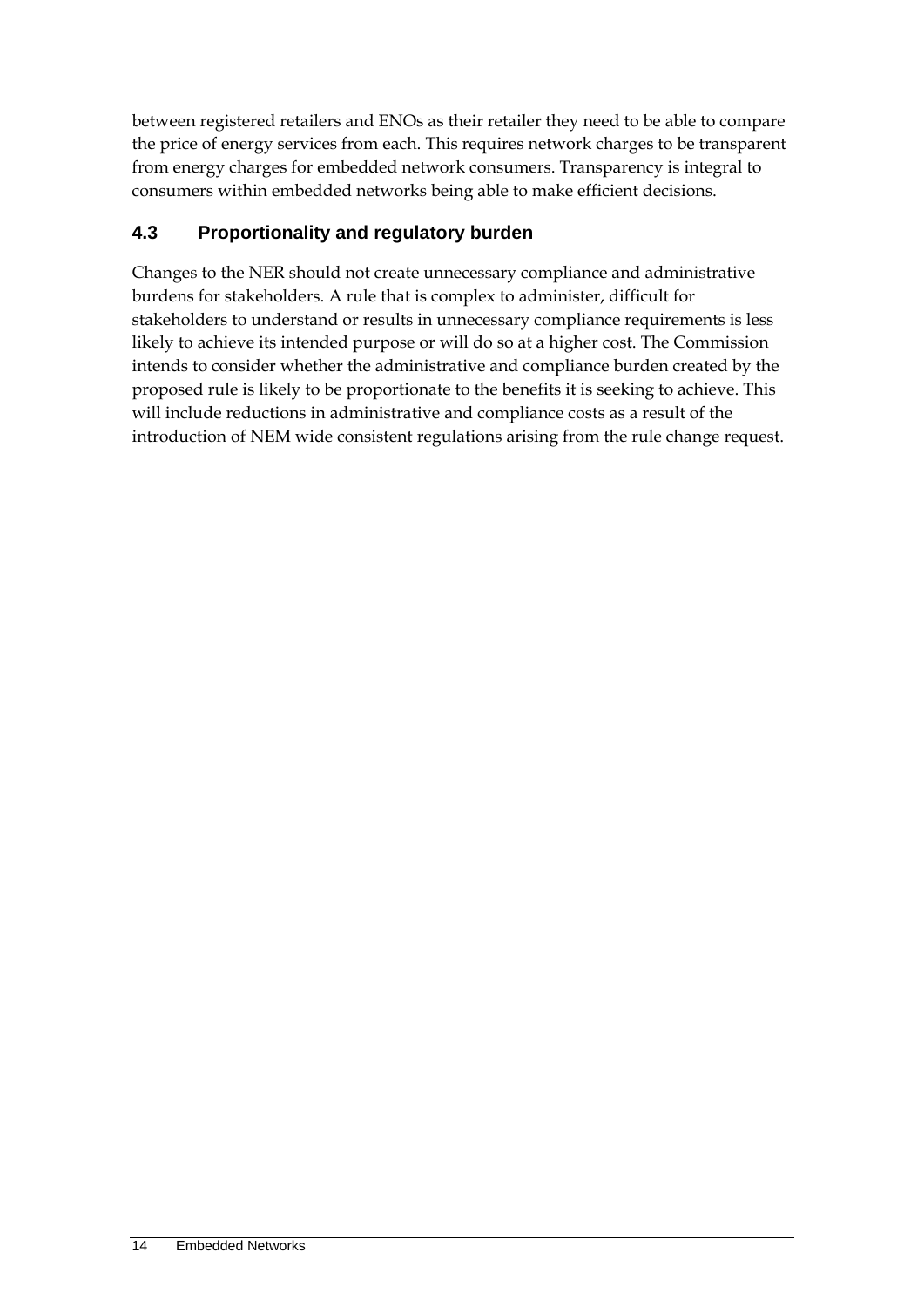between registered retailers and ENOs as their retailer they need to be able to compare the price of energy services from each. This requires network charges to be transparent from energy charges for embedded network consumers. Transparency is integral to consumers within embedded networks being able to make efficient decisions.

## 4.3 Proportionality and regulatory burden

Changes to the NER should not create unnecessary compliance and administrative burdens for stakeholders. A rule that is complex to administer, difficult for stakeholders to understand or results in unnecessary compliance requirements is less likely to achieve its intended purpose or will do so at a higher cost. The Commission intends to consider whether the administrative and compliance burden created by the proposed rule is likely to be proportionate to the benefits it is seeking to achieve. This will include reductions in administrative and compliance costs as a result of the introduction of NEM wide consistent regulations arising from the rule change request.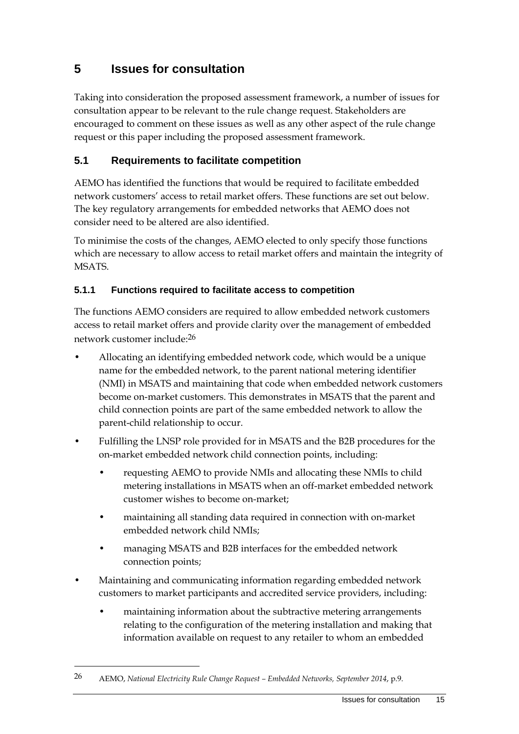# 5 Issues for consultation

Taking into consideration the proposed assessment framework, a number of issues for consultation appear to be relevant to the rule change request. Stakeholders are encouraged to comment on these issues as well as any other aspect of the rule change request or this paper including the proposed assessment framework.

## 5.1 Requirements to facilitate competition

AEMO has identified the functions that would be required to facilitate embedded network customers' access to retail market offers. These functions are set out below. The key regulatory arrangements for embedded networks that AEMO does not consider need to be altered are also identified.

To minimise the costs of the changes, AEMO elected to only specify those functions which are necessary to allow access to retail market offers and maintain the integrity of MSATS.

### 5.1.1 Functions required to facilitate access to competition

The functions AEMO considers are required to allow embedded network customers access to retail market offers and provide clarity over the management of embedded network customer include:[26]

- Allocating an identifying embedded network code, which would be a unique name for the embedded network, to the parent national metering identifier (NMI) in MSATS and maintaining that code when embedded network customers become on-market customers. This demonstrates in MSATS that the parent and child connection points are part of the same embedded network to allow the parent-child relationship to occur.
- Fulfilling the LNSP role provided for in MSATS and the B2B procedures for the on-market embedded network child connection points, including:
  - requesting AEMO to provide NMIs and allocating these NMIs to child metering installations in MSATS when an off-market embedded network customer wishes to become on-market;
  - maintaining all standing data required in connection with on-market embedded network child NMIs;
  - managing MSATS and B2B interfaces for the embedded network connection points;
- Maintaining and communicating information regarding embedded network customers to market participants and accredited service providers, including:
  - maintaining information about the subtractive metering arrangements relating to the configuration of the metering installation and making that information available on request to any retailer to whom an embedded

---

[26] AEMO, *National Electricity Rule Change Request – Embedded Networks, September 2014*, p.9.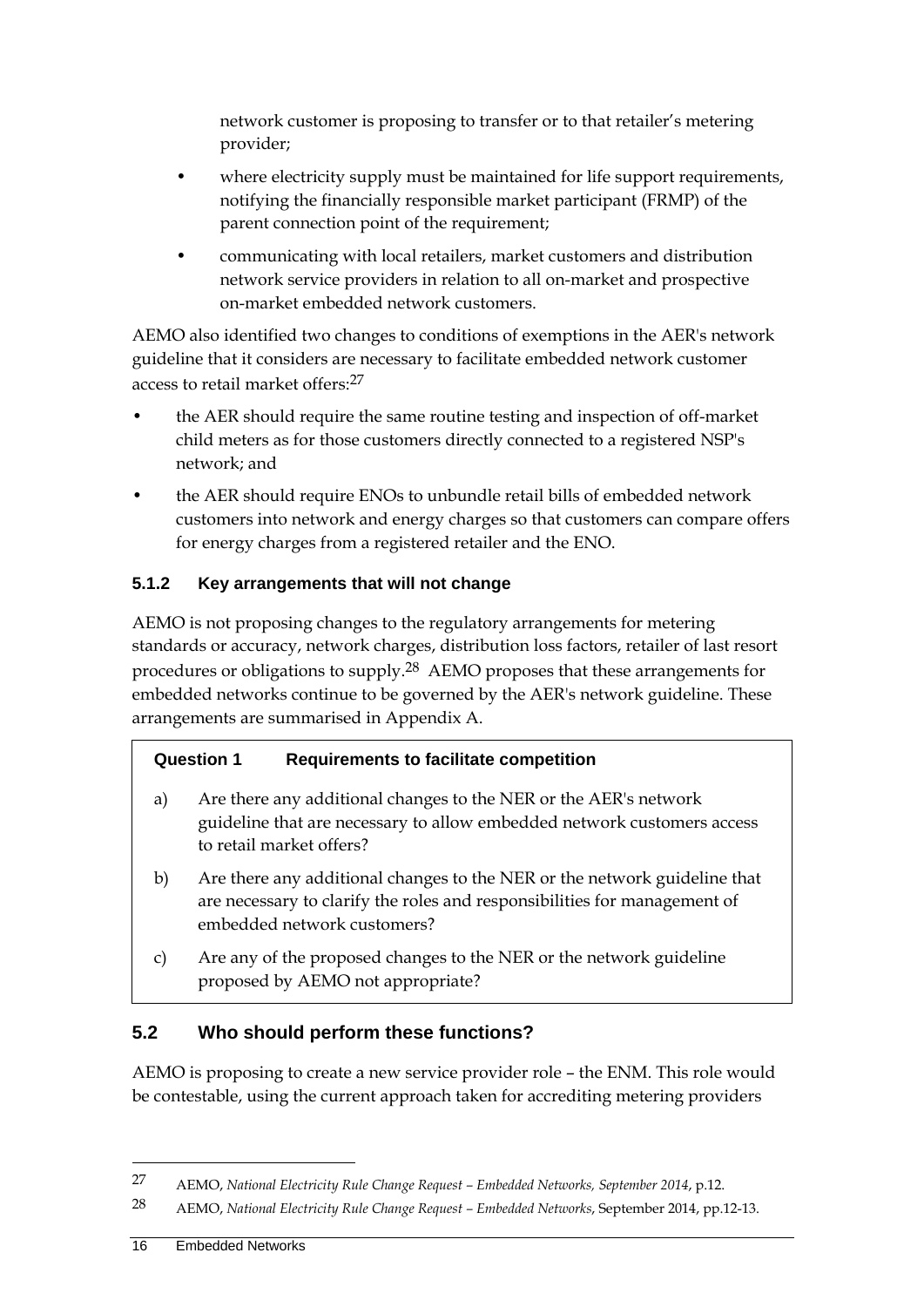network customer is proposing to transfer or to that retailer's metering provider;

- where electricity supply must be maintained for life support requirements, notifying the financially responsible market participant (FRMP) of the parent connection point of the requirement;
- communicating with local retailers, market customers and distribution network service providers in relation to all on-market and prospective on-market embedded network customers.

AEMO also identified two changes to conditions of exemptions in the AER's network guideline that it considers are necessary to facilitate embedded network customer access to retail market offers:[27]

- the AER should require the same routine testing and inspection of off-market child meters as for those customers directly connected to a registered NSP's network; and
- the AER should require ENOs to unbundle retail bills of embedded network customers into network and energy charges so that customers can compare offers for energy charges from a registered retailer and the ENO.

### 5.1.2 Key arrangements that will not change

AEMO is not proposing changes to the regulatory arrangements for metering standards or accuracy, network charges, distribution loss factors, retailer of last resort procedures or obligations to supply.[28] AEMO proposes that these arrangements for embedded networks continue to be governed by the AER's network guideline. These arrangements are summarised in Appendix A.

> **Question 1 Requirements to facilitate competition**
>
> a) Are there any additional changes to the NER or the AER's network guideline that are necessary to allow embedded network customers access to retail market offers?
>
> b) Are there any additional changes to the NER or the network guideline that are necessary to clarify the roles and responsibilities for management of embedded network customers?
>
> c) Are any of the proposed changes to the NER or the network guideline proposed by AEMO not appropriate?

## 5.2 Who should perform these functions?

AEMO is proposing to create a new service provider role – the ENM. This role would be contestable, using the current approach taken for accrediting metering providers

---

[27] AEMO, *National Electricity Rule Change Request – Embedded Networks, September 2014*, p.12.

[28] AEMO, *National Electricity Rule Change Request – Embedded Networks*, September 2014, pp.12-13.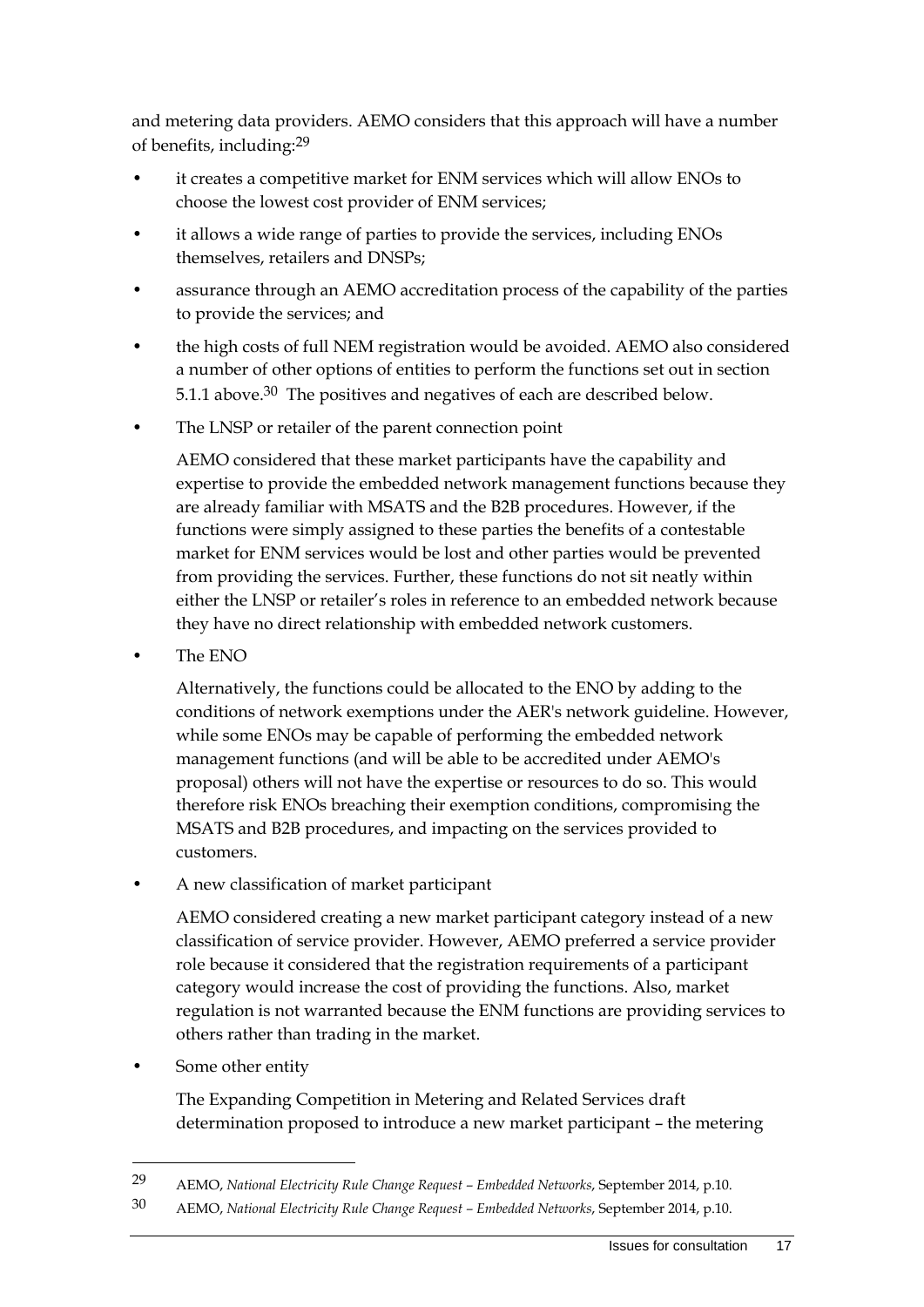and metering data providers. AEMO considers that this approach will have a number of benefits, including:[29]

- it creates a competitive market for ENM services which will allow ENOs to choose the lowest cost provider of ENM services;
- it allows a wide range of parties to provide the services, including ENOs themselves, retailers and DNSPs;
- assurance through an AEMO accreditation process of the capability of the parties to provide the services; and
- the high costs of full NEM registration would be avoided. AEMO also considered a number of other options of entities to perform the functions set out in section 5.1.1 above.[30] The positives and negatives of each are described below.
- The LNSP or retailer of the parent connection point

  AEMO considered that these market participants have the capability and expertise to provide the embedded network management functions because they are already familiar with MSATS and the B2B procedures. However, if the functions were simply assigned to these parties the benefits of a contestable market for ENM services would be lost and other parties would be prevented from providing the services. Further, these functions do not sit neatly within either the LNSP or retailer's roles in reference to an embedded network because they have no direct relationship with embedded network customers.

- The ENO

  Alternatively, the functions could be allocated to the ENO by adding to the conditions of network exemptions under the AER's network guideline. However, while some ENOs may be capable of performing the embedded network management functions (and will be able to be accredited under AEMO's proposal) others will not have the expertise or resources to do so. This would therefore risk ENOs breaching their exemption conditions, compromising the MSATS and B2B procedures, and impacting on the services provided to customers.

- A new classification of market participant

  AEMO considered creating a new market participant category instead of a new classification of service provider. However, AEMO preferred a service provider role because it considered that the registration requirements of a participant category would increase the cost of providing the functions. Also, market regulation is not warranted because the ENM functions are providing services to others rather than trading in the market.

- Some other entity

  The Expanding Competition in Metering and Related Services draft determination proposed to introduce a new market participant – the metering

---

[29] AEMO, *National Electricity Rule Change Request – Embedded Networks*, September 2014, p.10.

[30] AEMO, *National Electricity Rule Change Request – Embedded Networks*, September 2014, p.10.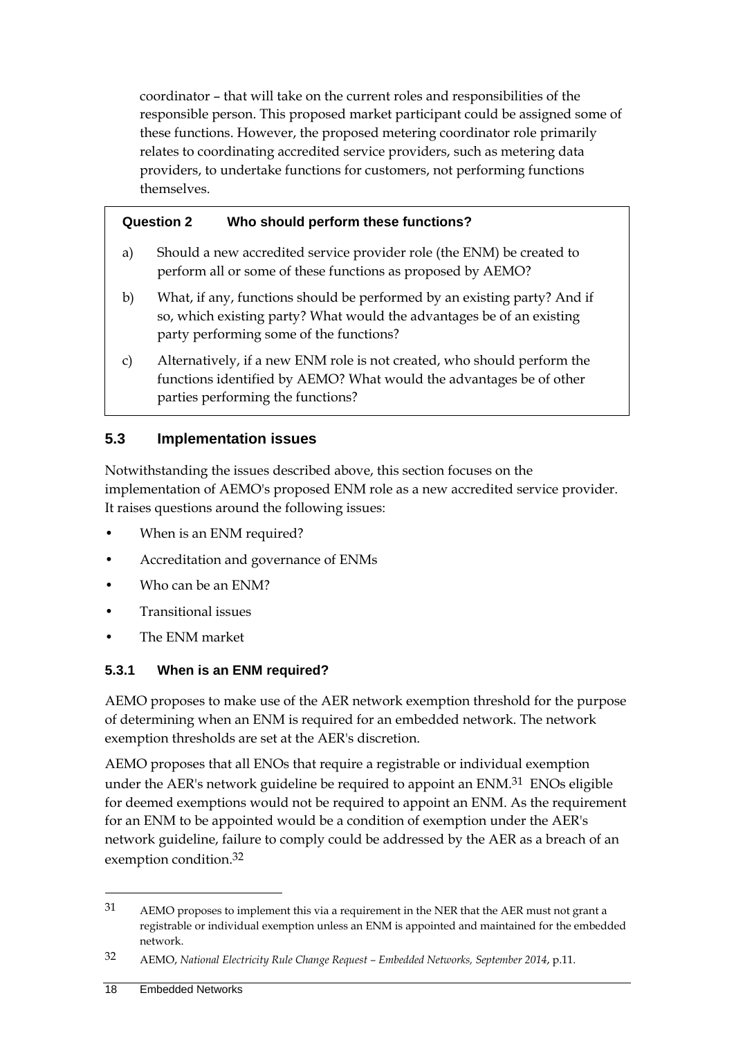coordinator – that will take on the current roles and responsibilities of the responsible person. This proposed market participant could be assigned some of these functions. However, the proposed metering coordinator role primarily relates to coordinating accredited service providers, such as metering data providers, to undertake functions for customers, not performing functions themselves.

**Question 2 Who should perform these functions?**

a) Should a new accredited service provider role (the ENM) be created to perform all or some of these functions as proposed by AEMO?

b) What, if any, functions should be performed by an existing party? And if so, which existing party? What would the advantages be of an existing party performing some of the functions?

c) Alternatively, if a new ENM role is not created, who should perform the functions identified by AEMO? What would the advantages be of other parties performing the functions?

## 5.3 Implementation issues

Notwithstanding the issues described above, this section focuses on the implementation of AEMO's proposed ENM role as a new accredited service provider. It raises questions around the following issues:

- When is an ENM required?
- Accreditation and governance of ENMs
- Who can be an ENM?
- Transitional issues
- The ENM market

### 5.3.1 When is an ENM required?

AEMO proposes to make use of the AER network exemption threshold for the purpose of determining when an ENM is required for an embedded network. The network exemption thresholds are set at the AER's discretion.

AEMO proposes that all ENOs that require a registrable or individual exemption under the AER's network guideline be required to appoint an ENM.[31] ENOs eligible for deemed exemptions would not be required to appoint an ENM. As the requirement for an ENM to be appointed would be a condition of exemption under the AER's network guideline, failure to comply could be addressed by the AER as a breach of an exemption condition.[32]

---

31 AEMO proposes to implement this via a requirement in the NER that the AER must not grant a registrable or individual exemption unless an ENM is appointed and maintained for the embedded network.

32 AEMO, *National Electricity Rule Change Request – Embedded Networks, September 2014*, p.11.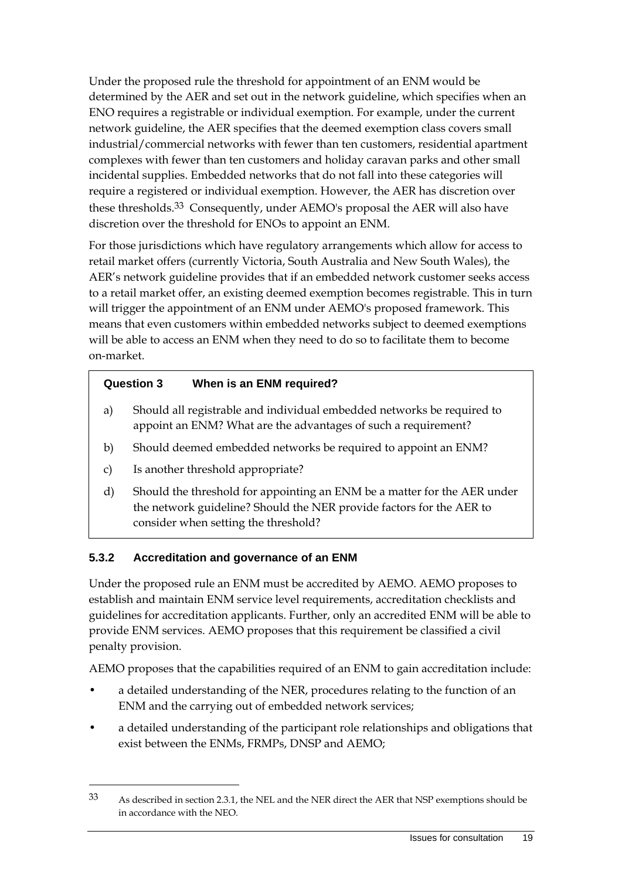Under the proposed rule the threshold for appointment of an ENM would be determined by the AER and set out in the network guideline, which specifies when an ENO requires a registrable or individual exemption. For example, under the current network guideline, the AER specifies that the deemed exemption class covers small industrial/commercial networks with fewer than ten customers, residential apartment complexes with fewer than ten customers and holiday caravan parks and other small incidental supplies. Embedded networks that do not fall into these categories will require a registered or individual exemption. However, the AER has discretion over these thresholds.[33] Consequently, under AEMO's proposal the AER will also have discretion over the threshold for ENOs to appoint an ENM.

For those jurisdictions which have regulatory arrangements which allow for access to retail market offers (currently Victoria, South Australia and New South Wales), the AER's network guideline provides that if an embedded network customer seeks access to a retail market offer, an existing deemed exemption becomes registrable. This in turn will trigger the appointment of an ENM under AEMO's proposed framework. This means that even customers within embedded networks subject to deemed exemptions will be able to access an ENM when they need to do so to facilitate them to become on-market.

> **Question 3 When is an ENM required?**
>
> a) Should all registrable and individual embedded networks be required to appoint an ENM? What are the advantages of such a requirement?
>
> b) Should deemed embedded networks be required to appoint an ENM?
>
> c) Is another threshold appropriate?
>
> d) Should the threshold for appointing an ENM be a matter for the AER under the network guideline? Should the NER provide factors for the AER to consider when setting the threshold?

### 5.3.2 Accreditation and governance of an ENM

Under the proposed rule an ENM must be accredited by AEMO. AEMO proposes to establish and maintain ENM service level requirements, accreditation checklists and guidelines for accreditation applicants. Further, only an accredited ENM will be able to provide ENM services. AEMO proposes that this requirement be classified a civil penalty provision.

AEMO proposes that the capabilities required of an ENM to gain accreditation include:

- a detailed understanding of the NER, procedures relating to the function of an ENM and the carrying out of embedded network services;
- a detailed understanding of the participant role relationships and obligations that exist between the ENMs, FRMPs, DNSP and AEMO;

---

[33] As described in section 2.3.1, the NEL and the NER direct the AER that NSP exemptions should be in accordance with the NEO.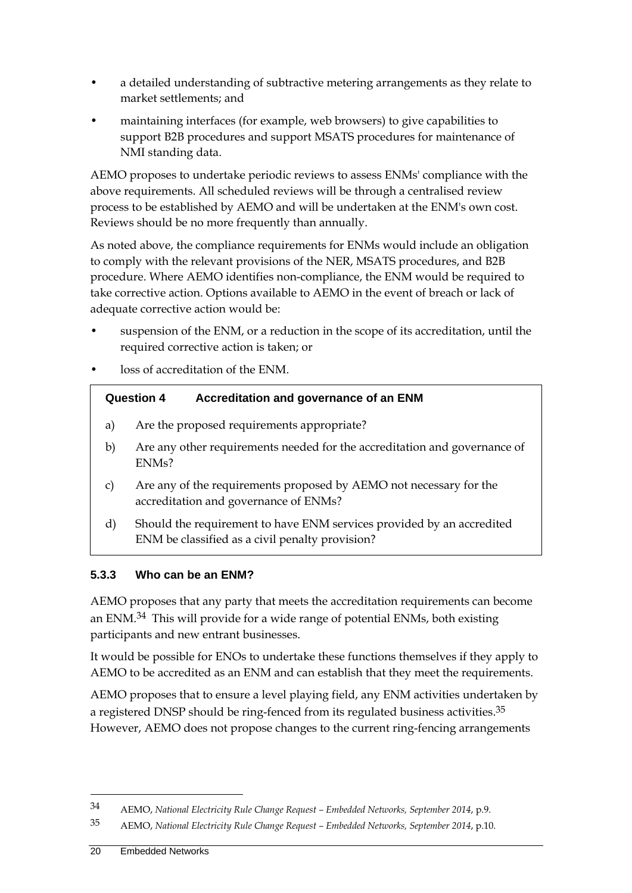- a detailed understanding of subtractive metering arrangements as they relate to market settlements; and
- maintaining interfaces (for example, web browsers) to give capabilities to support B2B procedures and support MSATS procedures for maintenance of NMI standing data.

AEMO proposes to undertake periodic reviews to assess ENMs' compliance with the above requirements. All scheduled reviews will be through a centralised review process to be established by AEMO and will be undertaken at the ENM's own cost. Reviews should be no more frequently than annually.

As noted above, the compliance requirements for ENMs would include an obligation to comply with the relevant provisions of the NER, MSATS procedures, and B2B procedure. Where AEMO identifies non-compliance, the ENM would be required to take corrective action. Options available to AEMO in the event of breach or lack of adequate corrective action would be:

- suspension of the ENM, or a reduction in the scope of its accreditation, until the required corrective action is taken; or
- loss of accreditation of the ENM.

> **Question 4 Accreditation and governance of an ENM**
>
> a) Are the proposed requirements appropriate?
>
> b) Are any other requirements needed for the accreditation and governance of ENMs?
>
> c) Are any of the requirements proposed by AEMO not necessary for the accreditation and governance of ENMs?
>
> d) Should the requirement to have ENM services provided by an accredited ENM be classified as a civil penalty provision?

### 5.3.3 Who can be an ENM?

AEMO proposes that any party that meets the accreditation requirements can become an ENM.[34] This will provide for a wide range of potential ENMs, both existing participants and new entrant businesses.

It would be possible for ENOs to undertake these functions themselves if they apply to AEMO to be accredited as an ENM and can establish that they meet the requirements.

AEMO proposes that to ensure a level playing field, any ENM activities undertaken by a registered DNSP should be ring-fenced from its regulated business activities.[35] However, AEMO does not propose changes to the current ring-fencing arrangements

---

[34] AEMO, *National Electricity Rule Change Request – Embedded Networks, September 2014*, p.9.

[35] AEMO, *National Electricity Rule Change Request – Embedded Networks, September 2014*, p.10.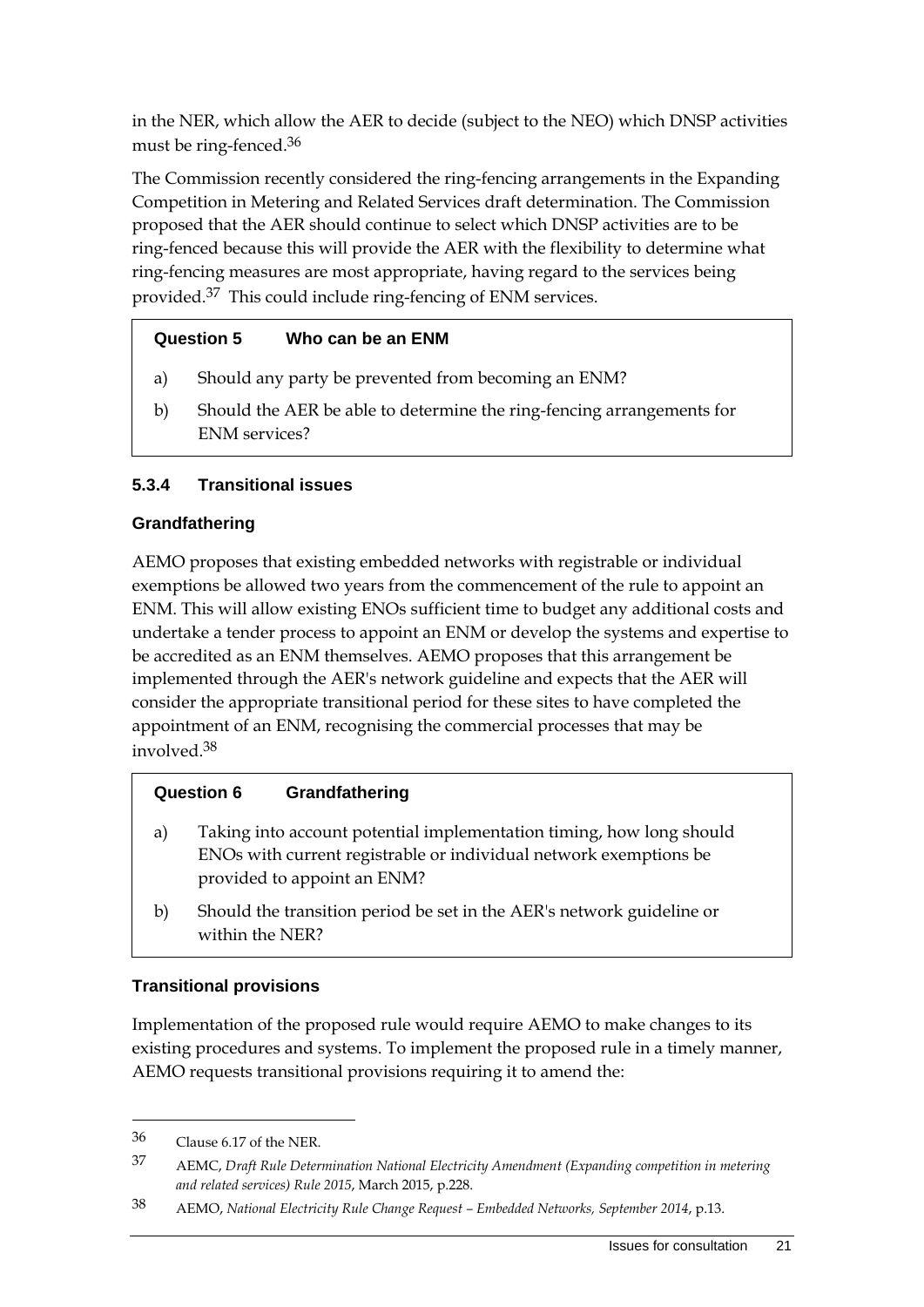in the NER, which allow the AER to decide (subject to the NEO) which DNSP activities must be ring-fenced.[36]

The Commission recently considered the ring-fencing arrangements in the Expanding Competition in Metering and Related Services draft determination. The Commission proposed that the AER should continue to select which DNSP activities are to be ring-fenced because this will provide the AER with the flexibility to determine what ring-fencing measures are most appropriate, having regard to the services being provided.[37] This could include ring-fencing of ENM services.

> **Question 5 Who can be an ENM**
>
> a) Should any party be prevented from becoming an ENM?
>
> b) Should the AER be able to determine the ring-fencing arrangements for ENM services?

#### 5.3.4 Transitional issues

**Grandfathering**

AEMO proposes that existing embedded networks with registrable or individual exemptions be allowed two years from the commencement of the rule to appoint an ENM. This will allow existing ENOs sufficient time to budget any additional costs and undertake a tender process to appoint an ENM or develop the systems and expertise to be accredited as an ENM themselves. AEMO proposes that this arrangement be implemented through the AER's network guideline and expects that the AER will consider the appropriate transitional period for these sites to have completed the appointment of an ENM, recognising the commercial processes that may be involved.[38]

> **Question 6 Grandfathering**
>
> a) Taking into account potential implementation timing, how long should ENOs with current registrable or individual network exemptions be provided to appoint an ENM?
>
> b) Should the transition period be set in the AER's network guideline or within the NER?

**Transitional provisions**

Implementation of the proposed rule would require AEMO to make changes to its existing procedures and systems. To implement the proposed rule in a timely manner, AEMO requests transitional provisions requiring it to amend the:

---

36 Clause 6.17 of the NER.

37 AEMC, *Draft Rule Determination National Electricity Amendment (Expanding competition in metering and related services) Rule 2015*, March 2015, p.228.

38 AEMO, *National Electricity Rule Change Request – Embedded Networks, September 2014*, p.13.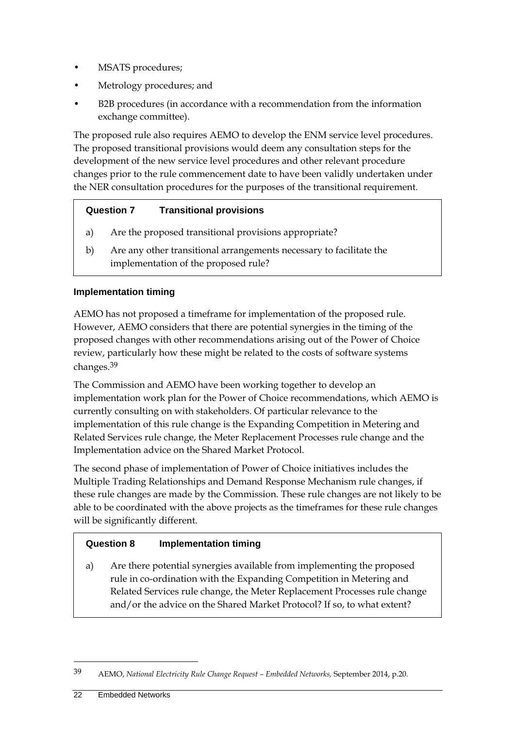- MSATS procedures;
- Metrology procedures; and
- B2B procedures (in accordance with a recommendation from the information exchange committee).

The proposed rule also requires AEMO to develop the ENM service level procedures. The proposed transitional provisions would deem any consultation steps for the development of the new service level procedures and other relevant procedure changes prior to the rule commencement date to have been validly undertaken under the NER consultation procedures for the purposes of the transitional requirement.

> **Question 7 Transitional provisions**
>
> a) Are the proposed transitional provisions appropriate?
>
> b) Are any other transitional arrangements necessary to facilitate the implementation of the proposed rule?

### Implementation timing

AEMO has not proposed a timeframe for implementation of the proposed rule. However, AEMO considers that there are potential synergies in the timing of the proposed changes with other recommendations arising out of the Power of Choice review, particularly how these might be related to the costs of software systems changes.[39]

The Commission and AEMO have been working together to develop an implementation work plan for the Power of Choice recommendations, which AEMO is currently consulting on with stakeholders. Of particular relevance to the implementation of this rule change is the Expanding Competition in Metering and Related Services rule change, the Meter Replacement Processes rule change and the Implementation advice on the Shared Market Protocol.

The second phase of implementation of Power of Choice initiatives includes the Multiple Trading Relationships and Demand Response Mechanism rule changes, if these rule changes are made by the Commission. These rule changes are not likely to be able to be coordinated with the above projects as the timeframes for these rule changes will be significantly different.

> **Question 8 Implementation timing**
>
> a) Are there potential synergies available from implementing the proposed rule in co-ordination with the Expanding Competition in Metering and Related Services rule change, the Meter Replacement Processes rule change and/or the advice on the Shared Market Protocol? If so, to what extent?

---

[39] AEMO, *National Electricity Rule Change Request – Embedded Networks,* September 2014, p.20.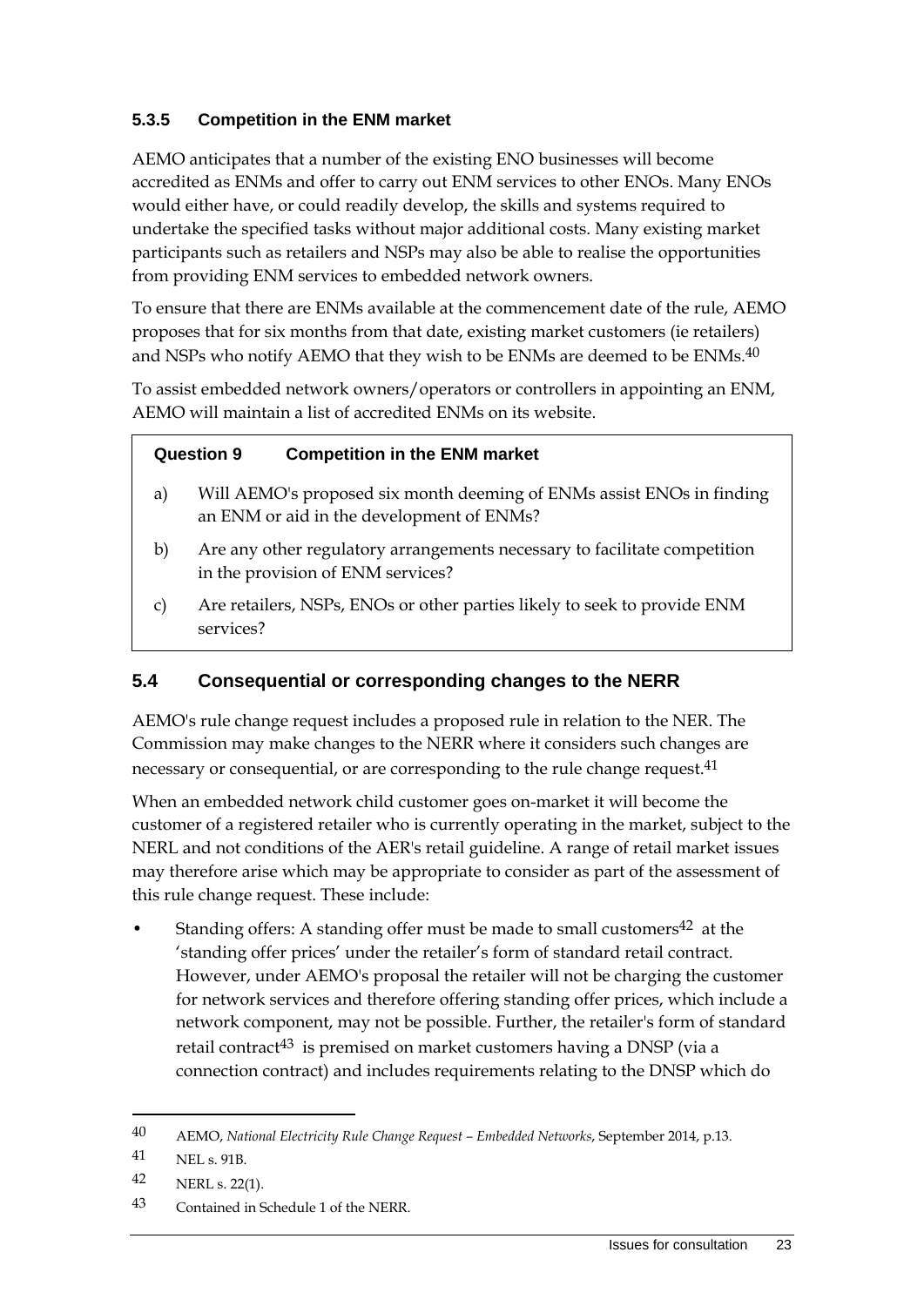### 5.3.5 Competition in the ENM market

AEMO anticipates that a number of the existing ENO businesses will become accredited as ENMs and offer to carry out ENM services to other ENOs. Many ENOs would either have, or could readily develop, the skills and systems required to undertake the specified tasks without major additional costs. Many existing market participants such as retailers and NSPs may also be able to realise the opportunities from providing ENM services to embedded network owners.

To ensure that there are ENMs available at the commencement date of the rule, AEMO proposes that for six months from that date, existing market customers (ie retailers) and NSPs who notify AEMO that they wish to be ENMs are deemed to be ENMs.[40]

To assist embedded network owners/operators or controllers in appointing an ENM, AEMO will maintain a list of accredited ENMs on its website.

> **Question 9 Competition in the ENM market**
>
> a) Will AEMO's proposed six month deeming of ENMs assist ENOs in finding an ENM or aid in the development of ENMs?
>
> b) Are any other regulatory arrangements necessary to facilitate competition in the provision of ENM services?
>
> c) Are retailers, NSPs, ENOs or other parties likely to seek to provide ENM services?

## 5.4 Consequential or corresponding changes to the NERR

AEMO's rule change request includes a proposed rule in relation to the NER. The Commission may make changes to the NERR where it considers such changes are necessary or consequential, or are corresponding to the rule change request.[41]

When an embedded network child customer goes on-market it will become the customer of a registered retailer who is currently operating in the market, subject to the NERL and not conditions of the AER's retail guideline. A range of retail market issues may therefore arise which may be appropriate to consider as part of the assessment of this rule change request. These include:

- Standing offers: A standing offer must be made to small customers[42] at the 'standing offer prices' under the retailer's form of standard retail contract. However, under AEMO's proposal the retailer will not be charging the customer for network services and therefore offering standing offer prices, which include a network component, may not be possible. Further, the retailer's form of standard retail contract[43] is premised on market customers having a DNSP (via a connection contract) and includes requirements relating to the DNSP which do

---

40 AEMO, *National Electricity Rule Change Request – Embedded Networks*, September 2014, p.13.

41 NEL s. 91B.

42 NERL s. 22(1).

43 Contained in Schedule 1 of the NERR.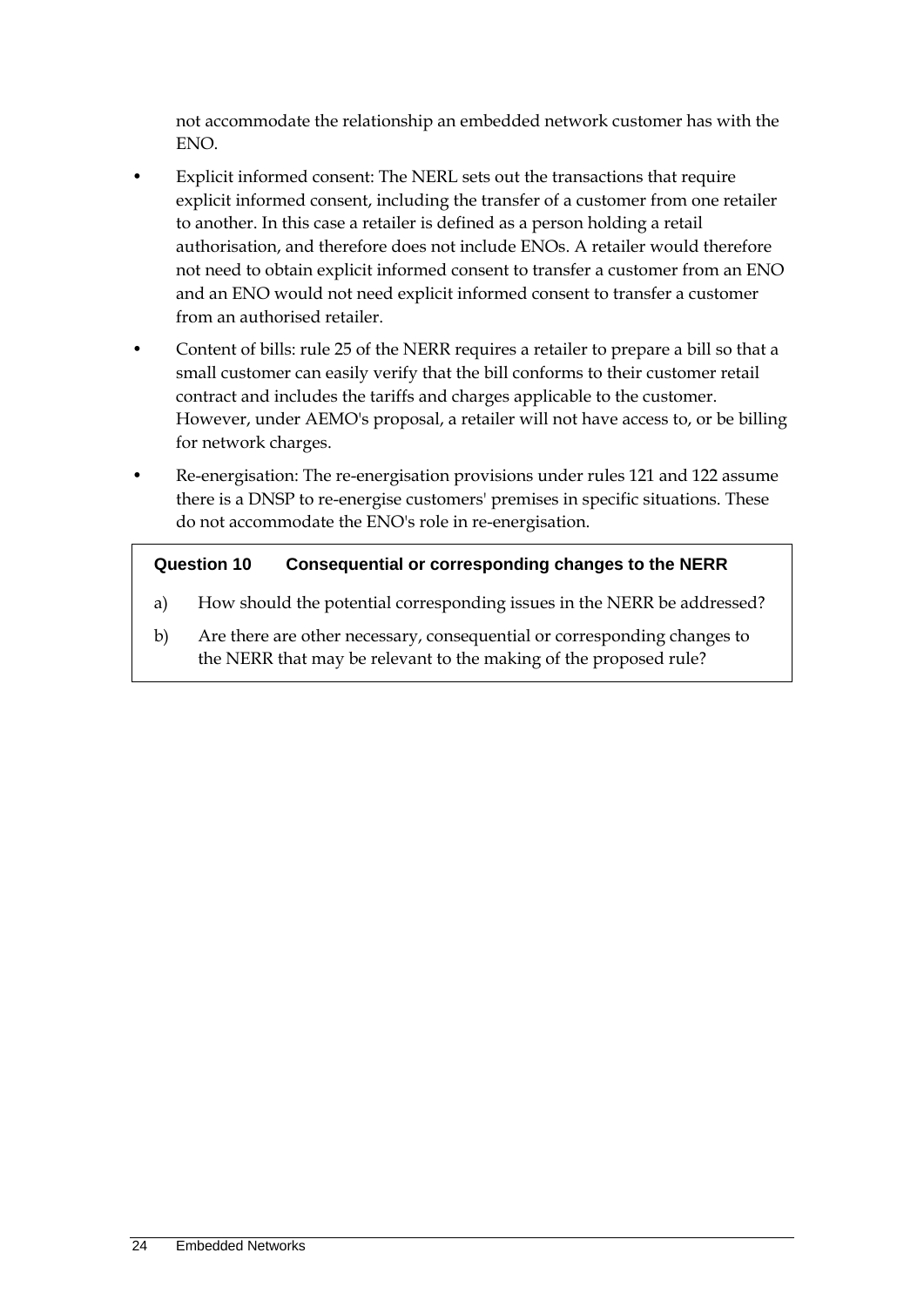not accommodate the relationship an embedded network customer has with the ENO.

- Explicit informed consent: The NERL sets out the transactions that require explicit informed consent, including the transfer of a customer from one retailer to another. In this case a retailer is defined as a person holding a retail authorisation, and therefore does not include ENOs. A retailer would therefore not need to obtain explicit informed consent to transfer a customer from an ENO and an ENO would not need explicit informed consent to transfer a customer from an authorised retailer.
- Content of bills: rule 25 of the NERR requires a retailer to prepare a bill so that a small customer can easily verify that the bill conforms to their customer retail contract and includes the tariffs and charges applicable to the customer. However, under AEMO's proposal, a retailer will not have access to, or be billing for network charges.
- Re-energisation: The re-energisation provisions under rules 121 and 122 assume there is a DNSP to re-energise customers' premises in specific situations. These do not accommodate the ENO's role in re-energisation.

> **Question 10 Consequential or corresponding changes to the NERR**
>
> a) How should the potential corresponding issues in the NERR be addressed?
>
> b) Are there are other necessary, consequential or corresponding changes to the NERR that may be relevant to the making of the proposed rule?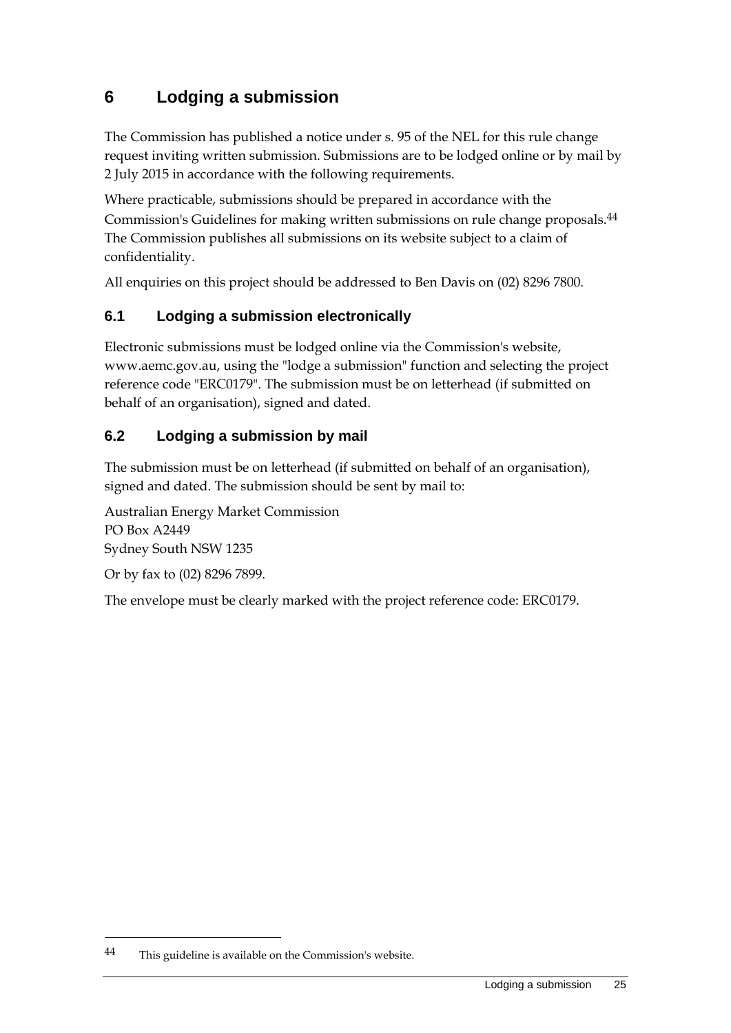# 6 Lodging a submission

The Commission has published a notice under s. 95 of the NEL for this rule change request inviting written submission. Submissions are to be lodged online or by mail by 2 July 2015 in accordance with the following requirements.

Where practicable, submissions should be prepared in accordance with the Commission's Guidelines for making written submissions on rule change proposals.[44] The Commission publishes all submissions on its website subject to a claim of confidentiality.

All enquiries on this project should be addressed to Ben Davis on (02) 8296 7800.

## 6.1 Lodging a submission electronically

Electronic submissions must be lodged online via the Commission's website, www.aemc.gov.au, using the "lodge a submission" function and selecting the project reference code "ERC0179". The submission must be on letterhead (if submitted on behalf of an organisation), signed and dated.

## 6.2 Lodging a submission by mail

The submission must be on letterhead (if submitted on behalf of an organisation), signed and dated. The submission should be sent by mail to:

Australian Energy Market Commission
PO Box A2449
Sydney South NSW 1235

Or by fax to (02) 8296 7899.

The envelope must be clearly marked with the project reference code: ERC0179.

---

44 This guideline is available on the Commission's website.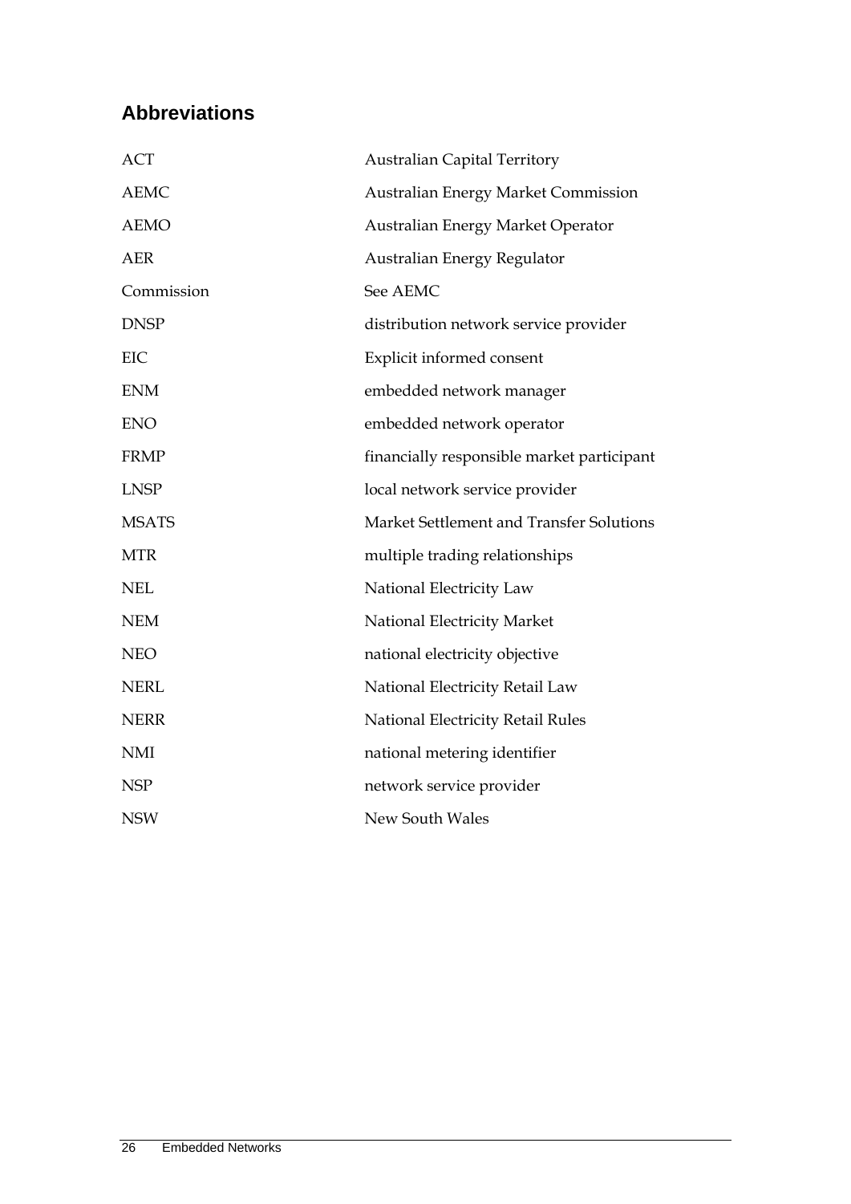## Abbreviations

| | |
|---|---|
| ACT | Australian Capital Territory |
| AEMC | Australian Energy Market Commission |
| AEMO | Australian Energy Market Operator |
| AER | Australian Energy Regulator |
| Commission | See AEMC |
| DNSP | distribution network service provider |
| EIC | Explicit informed consent |
| ENM | embedded network manager |
| ENO | embedded network operator |
| FRMP | financially responsible market participant |
| LNSP | local network service provider |
| MSATS | Market Settlement and Transfer Solutions |
| MTR | multiple trading relationships |
| NEL | National Electricity Law |
| NEM | National Electricity Market |
| NEO | national electricity objective |
| NERL | National Electricity Retail Law |
| NERR | National Electricity Retail Rules |
| NMI | national metering identifier |
| NSP | network service provider |
| NSW | New South Wales |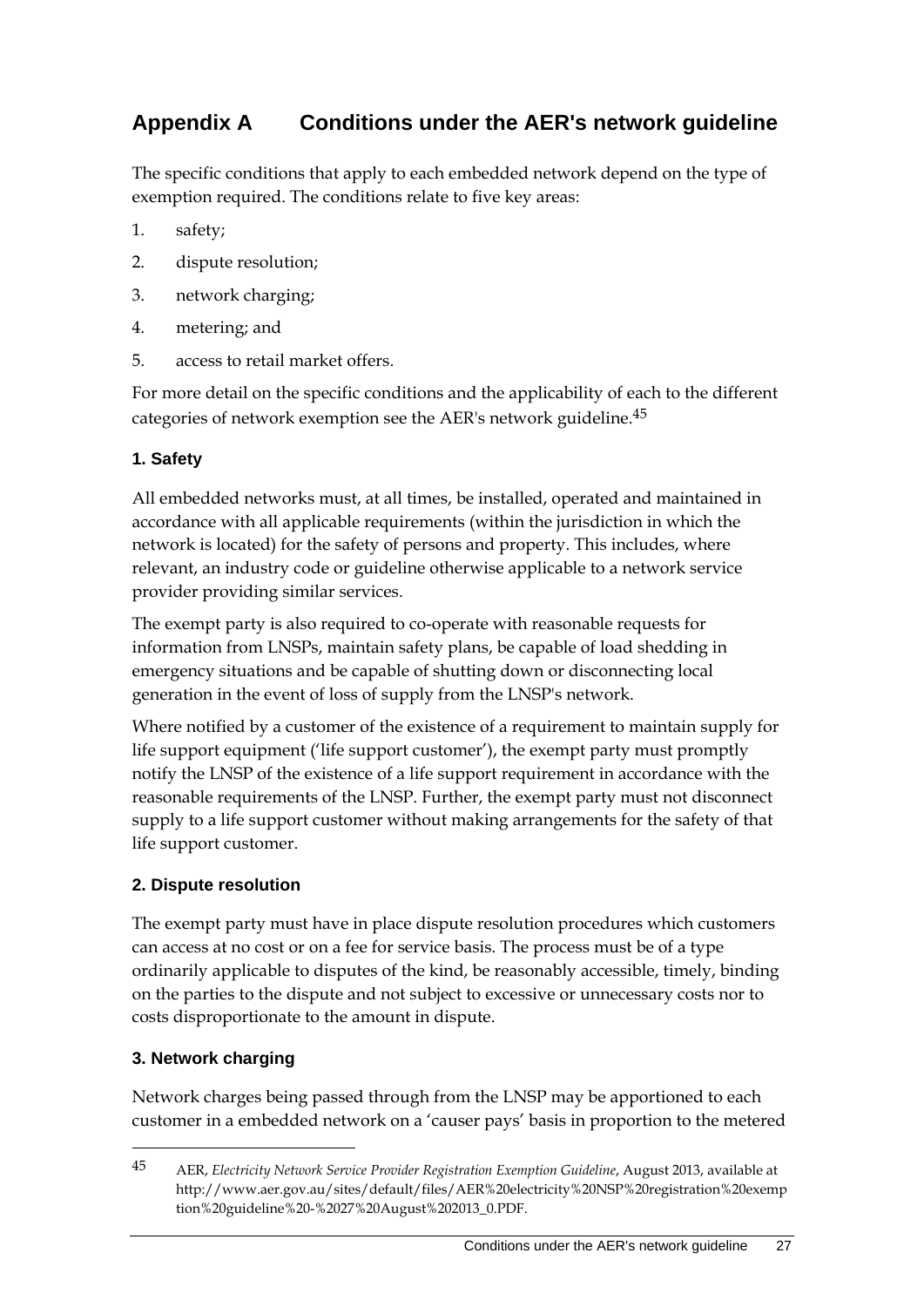# Appendix A Conditions under the AER's network guideline

The specific conditions that apply to each embedded network depend on the type of exemption required. The conditions relate to five key areas:

1. safety;
2. dispute resolution;
3. network charging;
4. metering; and
5. access to retail market offers.

For more detail on the specific conditions and the applicability of each to the different categories of network exemption see the AER's network guideline.[45]

### 1. Safety

All embedded networks must, at all times, be installed, operated and maintained in accordance with all applicable requirements (within the jurisdiction in which the network is located) for the safety of persons and property. This includes, where relevant, an industry code or guideline otherwise applicable to a network service provider providing similar services.

The exempt party is also required to co-operate with reasonable requests for information from LNSPs, maintain safety plans, be capable of load shedding in emergency situations and be capable of shutting down or disconnecting local generation in the event of loss of supply from the LNSP's network.

Where notified by a customer of the existence of a requirement to maintain supply for life support equipment ('life support customer'), the exempt party must promptly notify the LNSP of the existence of a life support requirement in accordance with the reasonable requirements of the LNSP. Further, the exempt party must not disconnect supply to a life support customer without making arrangements for the safety of that life support customer.

### 2. Dispute resolution

The exempt party must have in place dispute resolution procedures which customers can access at no cost or on a fee for service basis. The process must be of a type ordinarily applicable to disputes of the kind, be reasonably accessible, timely, binding on the parties to the dispute and not subject to excessive or unnecessary costs nor to costs disproportionate to the amount in dispute.

### 3. Network charging

Network charges being passed through from the LNSP may be apportioned to each customer in a embedded network on a 'causer pays' basis in proportion to the metered

---

[45] AER, *Electricity Network Service Provider Registration Exemption Guideline*, August 2013, available at http://www.aer.gov.au/sites/default/files/AER%20electricity%20NSP%20registration%20exemption%20guideline%20-%2027%20August%202013_0.PDF.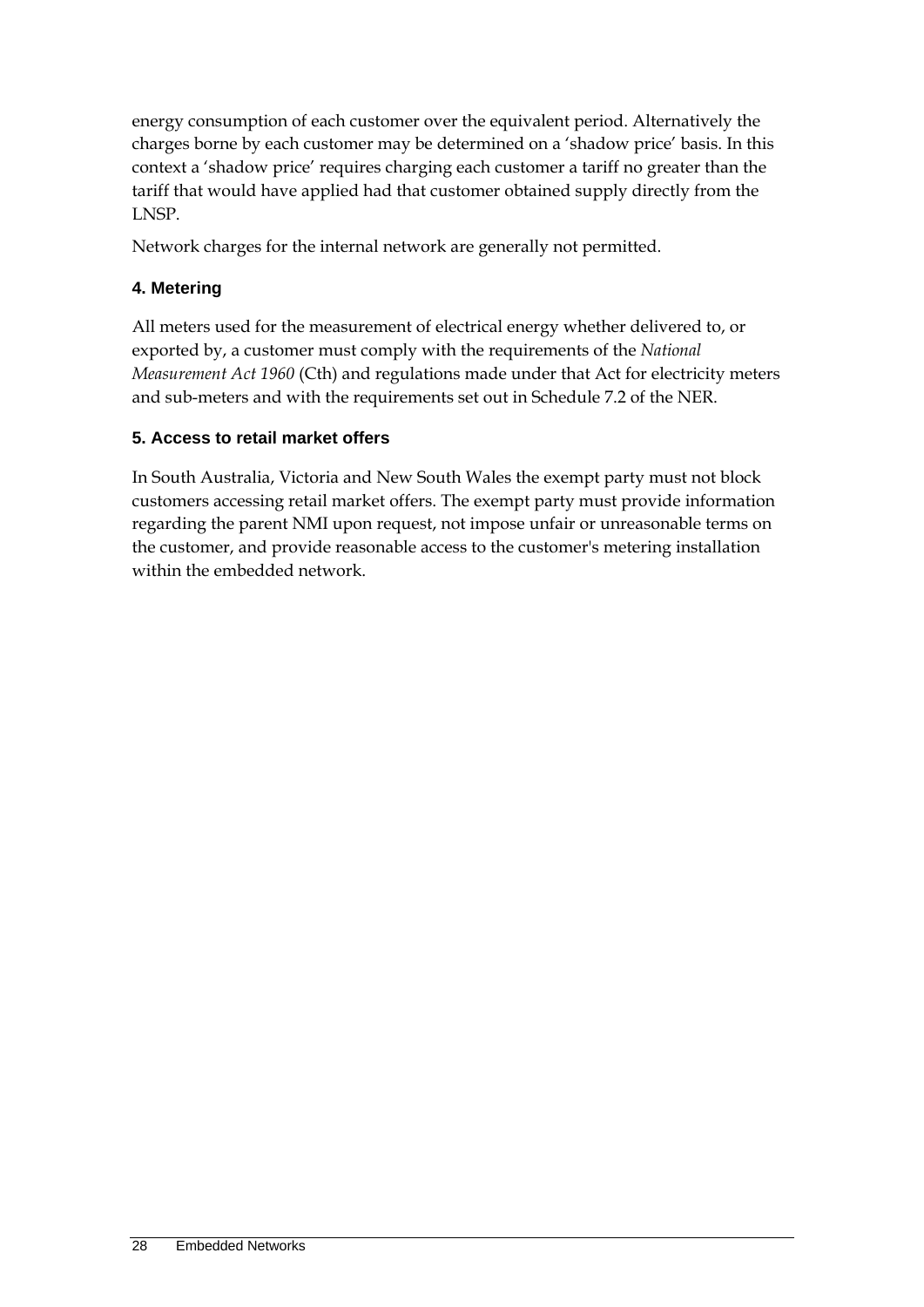energy consumption of each customer over the equivalent period. Alternatively the charges borne by each customer may be determined on a 'shadow price' basis. In this context a 'shadow price' requires charging each customer a tariff no greater than the tariff that would have applied had that customer obtained supply directly from the LNSP.

Network charges for the internal network are generally not permitted.

### 4. Metering

All meters used for the measurement of electrical energy whether delivered to, or exported by, a customer must comply with the requirements of the *National Measurement Act 1960* (Cth) and regulations made under that Act for electricity meters and sub-meters and with the requirements set out in Schedule 7.2 of the NER.

### 5. Access to retail market offers

In South Australia, Victoria and New South Wales the exempt party must not block customers accessing retail market offers. The exempt party must provide information regarding the parent NMI upon request, not impose unfair or unreasonable terms on the customer, and provide reasonable access to the customer's metering installation within the embedded network.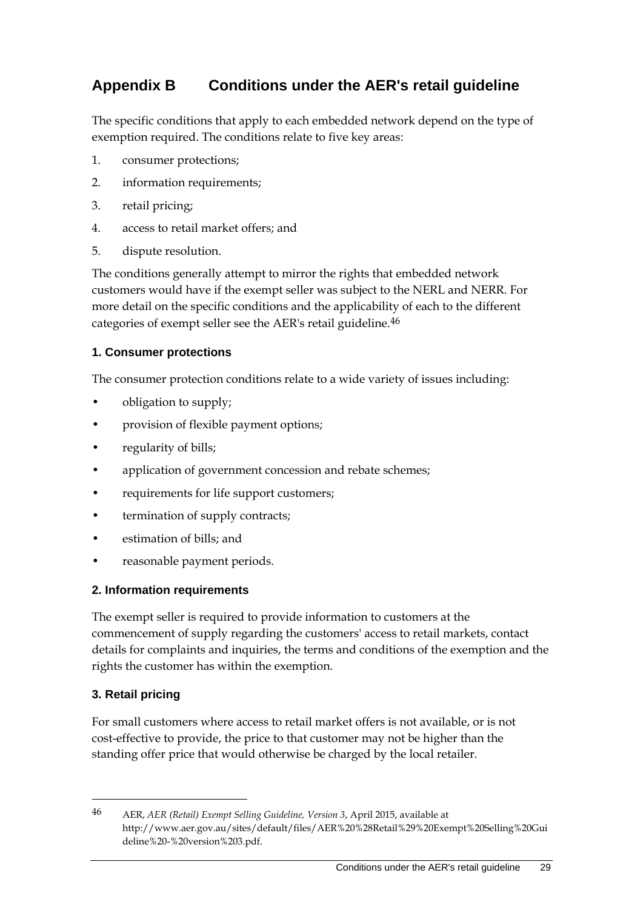# Appendix B Conditions under the AER's retail guideline

The specific conditions that apply to each embedded network depend on the type of exemption required. The conditions relate to five key areas:

1. consumer protections;
2. information requirements;
3. retail pricing;
4. access to retail market offers; and
5. dispute resolution.

The conditions generally attempt to mirror the rights that embedded network customers would have if the exempt seller was subject to the NERL and NERR. For more detail on the specific conditions and the applicability of each to the different categories of exempt seller see the AER's retail guideline.[46]

### 1. Consumer protections

The consumer protection conditions relate to a wide variety of issues including:

- obligation to supply;
- provision of flexible payment options;
- regularity of bills;
- application of government concession and rebate schemes;
- requirements for life support customers;
- termination of supply contracts;
- estimation of bills; and
- reasonable payment periods.

### 2. Information requirements

The exempt seller is required to provide information to customers at the commencement of supply regarding the customers' access to retail markets, contact details for complaints and inquiries, the terms and conditions of the exemption and the rights the customer has within the exemption.

### 3. Retail pricing

For small customers where access to retail market offers is not available, or is not cost-effective to provide, the price to that customer may not be higher than the standing offer price that would otherwise be charged by the local retailer.

---

46 AER, *AER (Retail) Exempt Selling Guideline, Version 3*, April 2015, available at http://www.aer.gov.au/sites/default/files/AER%20%28Retail%29%20Exempt%20Selling%20Guideline%20-%20version%203.pdf.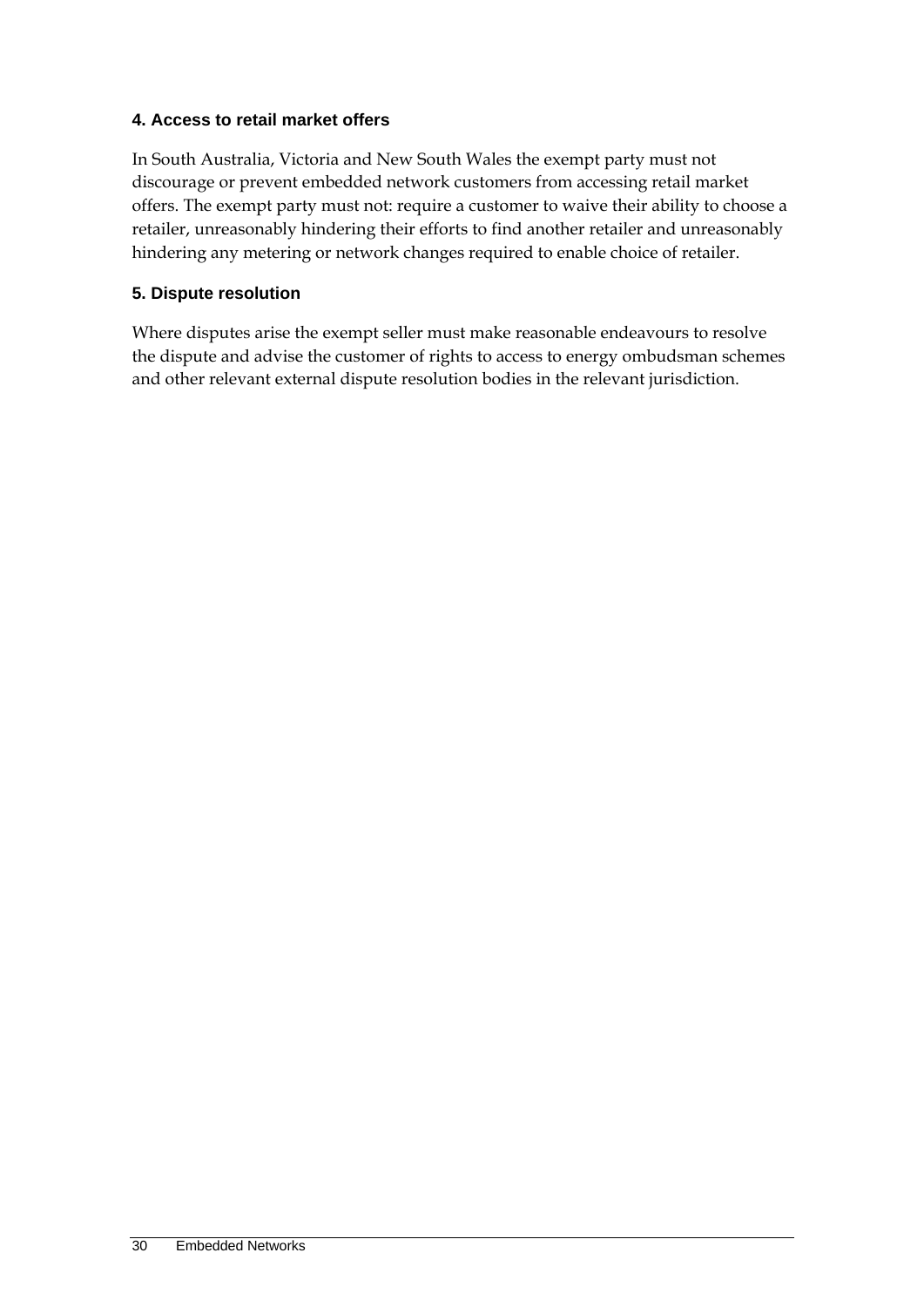#### 4. Access to retail market offers

In South Australia, Victoria and New South Wales the exempt party must not discourage or prevent embedded network customers from accessing retail market offers. The exempt party must not: require a customer to waive their ability to choose a retailer, unreasonably hindering their efforts to find another retailer and unreasonably hindering any metering or network changes required to enable choice of retailer.

#### 5. Dispute resolution

Where disputes arise the exempt seller must make reasonable endeavours to resolve the dispute and advise the customer of rights to access to energy ombudsman schemes and other relevant external dispute resolution bodies in the relevant jurisdiction.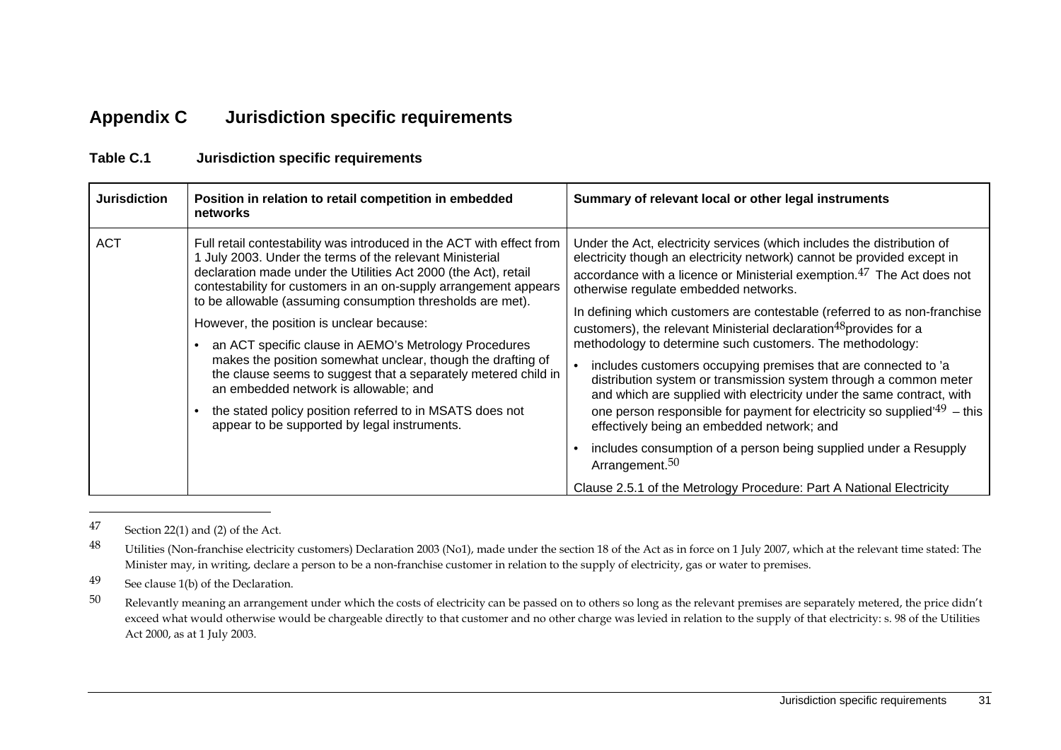## Appendix C Jurisdiction specific requirements

**Table C.1 Jurisdiction specific requirements**

| Jurisdiction | Position in relation to retail competition in embedded networks | Summary of relevant local or other legal instruments |
|---|---|---|
| ACT | Full retail contestability was introduced in the ACT with effect from 1 July 2003. Under the terms of the relevant Ministerial declaration made under the Utilities Act 2000 (the Act), retail contestability for customers in an on-supply arrangement appears to be allowable (assuming consumption thresholds are met). <br><br> However, the position is unclear because: <br><br> • an ACT specific clause in AEMO's Metrology Procedures makes the position somewhat unclear, though the drafting of the clause seems to suggest that a separately metered child in an embedded network is allowable; and <br><br> • the stated policy position referred to in MSATS does not appear to be supported by legal instruments. | Under the Act, electricity services (which includes the distribution of electricity though an electricity network) cannot be provided except in accordance with a licence or Ministerial exemption.[47] The Act does not otherwise regulate embedded networks. <br><br> In defining which customers are contestable (referred to as non-franchise customers), the relevant Ministerial declaration[48]provides for a methodology to determine such customers. The methodology: <br><br> • includes customers occupying premises that are connected to 'a distribution system or transmission system through a common meter and which are supplied with electricity under the same contract, with one person responsible for payment for electricity so supplied'[49] – this effectively being an embedded network; and <br><br> • includes consumption of a person being supplied under a Resupply Arrangement.[50] <br><br> Clause 2.5.1 of the Metrology Procedure: Part A National Electricity |

---

47 Section 22(1) and (2) of the Act.

48 Utilities (Non-franchise electricity customers) Declaration 2003 (No1), made under the section 18 of the Act as in force on 1 July 2007, which at the relevant time stated: The Minister may, in writing, declare a person to be a non-franchise customer in relation to the supply of electricity, gas or water to premises.

49 See clause 1(b) of the Declaration.

50 Relevantly meaning an arrangement under which the costs of electricity can be passed on to others so long as the relevant premises are separately metered, the price didn't exceed what would otherwise would be chargeable directly to that customer and no other charge was levied in relation to the supply of that electricity: s. 98 of the Utilities Act 2000, as at 1 July 2003.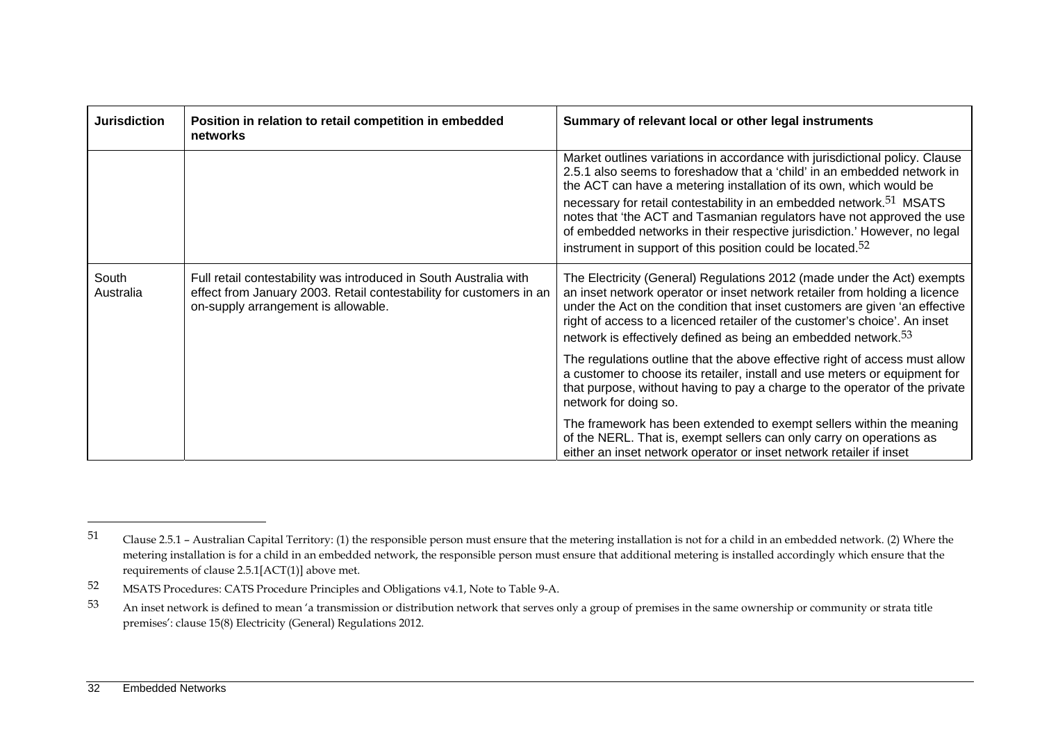| Jurisdiction | Position in relation to retail competition in embedded networks | Summary of relevant local or other legal instruments |
|---|---|---|
| | | Market outlines variations in accordance with jurisdictional policy. Clause 2.5.1 also seems to foreshadow that a 'child' in an embedded network in the ACT can have a metering installation of its own, which would be necessary for retail contestability in an embedded network.[51] MSATS notes that 'the ACT and Tasmanian regulators have not approved the use of embedded networks in their respective jurisdiction.' However, no legal instrument in support of this position could be located.[52] |
| South Australia | Full retail contestability was introduced in South Australia with effect from January 2003. Retail contestability for customers in an on-supply arrangement is allowable. | The Electricity (General) Regulations 2012 (made under the Act) exempts an inset network operator or inset network retailer from holding a licence under the Act on the condition that inset customers are given 'an effective right of access to a licenced retailer of the customer's choice'. An inset network is effectively defined as being an embedded network.[53]<br><br>The regulations outline that the above effective right of access must allow a customer to choose its retailer, install and use meters or equipment for that purpose, without having to pay a charge to the operator of the private network for doing so.<br><br>The framework has been extended to exempt sellers within the meaning of the NERL. That is, exempt sellers can only carry on operations as either an inset network operator or inset network retailer if inset |

[51] Clause 2.5.1 – Australian Capital Territory: (1) the responsible person must ensure that the metering installation is not for a child in an embedded network. (2) Where the metering installation is for a child in an embedded network, the responsible person must ensure that additional metering is installed accordingly which ensure that the requirements of clause 2.5.1[ACT(1)] above met.

[52] MSATS Procedures: CATS Procedure Principles and Obligations v4.1, Note to Table 9-A.

[53] An inset network is defined to mean 'a transmission or distribution network that serves only a group of premises in the same ownership or community or strata title premises': clause 15(8) Electricity (General) Regulations 2012.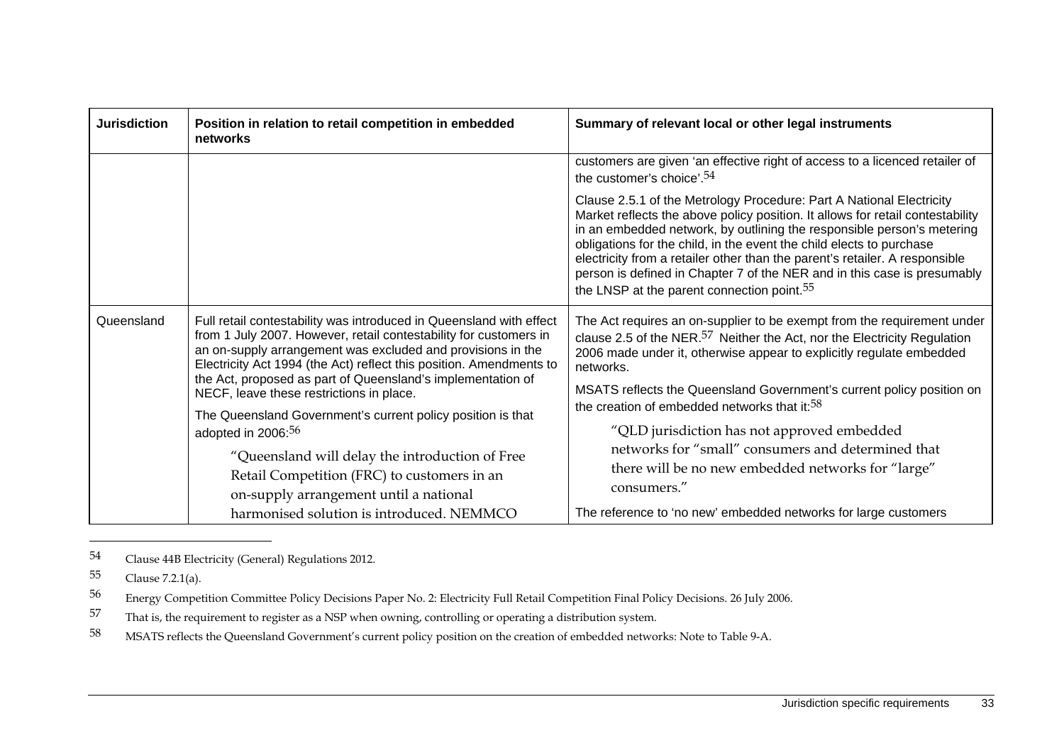| Jurisdiction | Position in relation to retail competition in embedded networks | Summary of relevant local or other legal instruments |
|---|---|---|
| | | customers are given 'an effective right of access to a licenced retailer of the customer's choice'.[54]<br><br>Clause 2.5.1 of the Metrology Procedure: Part A National Electricity Market reflects the above policy position. It allows for retail contestability in an embedded network, by outlining the responsible person's metering obligations for the child, in the event the child elects to purchase electricity from a retailer other than the parent's retailer. A responsible person is defined in Chapter 7 of the NER and in this case is presumably the LNSP at the parent connection point.[55] |
| Queensland | Full retail contestability was introduced in Queensland with effect from 1 July 2007. However, retail contestability for customers in an on-supply arrangement was excluded and provisions in the Electricity Act 1994 (the Act) reflect this position. Amendments to the Act, proposed as part of Queensland's implementation of NECF, leave these restrictions in place.<br><br>The Queensland Government's current policy position is that adopted in 2006:[56]<br><br>"Queensland will delay the introduction of Free Retail Competition (FRC) to customers in an on-supply arrangement until a national harmonised solution is introduced. NEMMCO | The Act requires an on-supplier to be exempt from the requirement under clause 2.5 of the NER.[57] Neither the Act, nor the Electricity Regulation 2006 made under it, otherwise appear to explicitly regulate embedded networks.<br><br>MSATS reflects the Queensland Government's current policy position on the creation of embedded networks that it:[58]<br><br>"QLD jurisdiction has not approved embedded networks for "small" consumers and determined that there will be no new embedded networks for "large" consumers."<br><br>The reference to 'no new' embedded networks for large customers |

54 Clause 44B Electricity (General) Regulations 2012.

55 Clause 7.2.1(a).

56 Energy Competition Committee Policy Decisions Paper No. 2: Electricity Full Retail Competition Final Policy Decisions. 26 July 2006.

57 That is, the requirement to register as a NSP when owning, controlling or operating a distribution system.

58 MSATS reflects the Queensland Government's current policy position on the creation of embedded networks: Note to Table 9-A.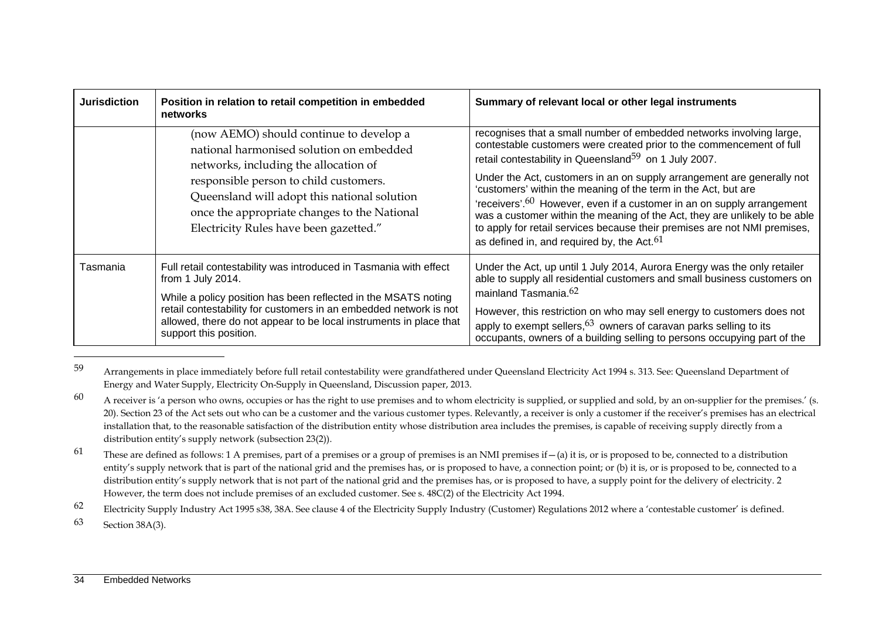| Jurisdiction | Position in relation to retail competition in embedded networks | Summary of relevant local or other legal instruments |
|---|---|---|
| | (now AEMO) should continue to develop a national harmonised solution on embedded networks, including the allocation of responsible person to child customers. Queensland will adopt this national solution once the appropriate changes to the National Electricity Rules have been gazetted." | recognises that a small number of embedded networks involving large, contestable customers were created prior to the commencement of full retail contestability in Queensland[59] on 1 July 2007.<br><br>Under the Act, customers in an on supply arrangement are generally not 'customers' within the meaning of the term in the Act, but are 'receivers'.[60] However, even if a customer in an on supply arrangement was a customer within the meaning of the Act, they are unlikely to be able to apply for retail services because their premises are not NMI premises, as defined in, and required by, the Act.[61] |
| Tasmania | Full retail contestability was introduced in Tasmania with effect from 1 July 2014.<br><br>While a policy position has been reflected in the MSATS noting retail contestability for customers in an embedded network is not allowed, there do not appear to be local instruments in place that support this position. | Under the Act, up until 1 July 2014, Aurora Energy was the only retailer able to supply all residential customers and small business customers on mainland Tasmania.[62]<br><br>However, this restriction on who may sell energy to customers does not apply to exempt sellers,[63] owners of caravan parks selling to its occupants, owners of a building selling to persons occupying part of the |

[59] Arrangements in place immediately before full retail contestability were grandfathered under Queensland Electricity Act 1994 s. 313. See: Queensland Department of Energy and Water Supply, Electricity On-Supply in Queensland, Discussion paper, 2013.

[60] A receiver is 'a person who owns, occupies or has the right to use premises and to whom electricity is supplied, or supplied and sold, by an on-supplier for the premises.' (s. 20). Section 23 of the Act sets out who can be a customer and the various customer types. Relevantly, a receiver is only a customer if the receiver's premises has an electrical installation that, to the reasonable satisfaction of the distribution entity whose distribution area includes the premises, is capable of receiving supply directly from a distribution entity's supply network (subsection 23(2)).

[61] These are defined as follows: 1 A premises, part of a premises or a group of premises is an NMI premises if—(a) it is, or is proposed to be, connected to a distribution entity's supply network that is part of the national grid and the premises has, or is proposed to have, a connection point; or (b) it is, or is proposed to be, connected to a distribution entity's supply network that is not part of the national grid and the premises has, or is proposed to have, a supply point for the delivery of electricity. 2 However, the term does not include premises of an excluded customer. See s. 48C(2) of the Electricity Act 1994.

[62] Electricity Supply Industry Act 1995 s38, 38A. See clause 4 of the Electricity Supply Industry (Customer) Regulations 2012 where a 'contestable customer' is defined.

[63] Section 38A(3).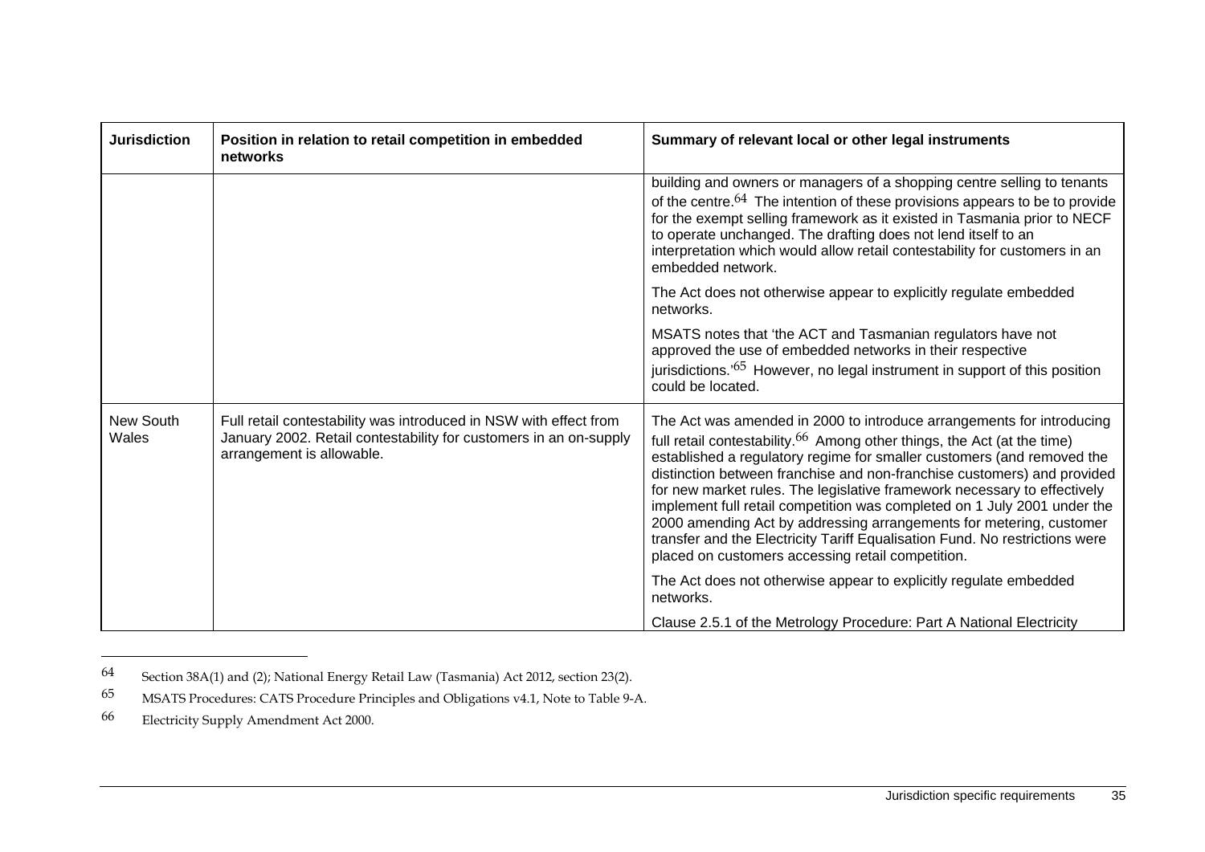| Jurisdiction | Position in relation to retail competition in embedded networks | Summary of relevant local or other legal instruments |
| --- | --- | --- |
| | | building and owners or managers of a shopping centre selling to tenants of the centre.[64] The intention of these provisions appears to be to provide for the exempt selling framework as it existed in Tasmania prior to NECF to operate unchanged. The drafting does not lend itself to an interpretation which would allow retail contestability for customers in an embedded network.<br><br>The Act does not otherwise appear to explicitly regulate embedded networks.<br><br>MSATS notes that 'the ACT and Tasmanian regulators have not approved the use of embedded networks in their respective jurisdictions.'[65] However, no legal instrument in support of this position could be located. |
| New South Wales | Full retail contestability was introduced in NSW with effect from January 2002. Retail contestability for customers in an on-supply arrangement is allowable. | The Act was amended in 2000 to introduce arrangements for introducing full retail contestability.[66] Among other things, the Act (at the time) established a regulatory regime for smaller customers (and removed the distinction between franchise and non-franchise customers) and provided for new market rules. The legislative framework necessary to effectively implement full retail competition was completed on 1 July 2001 under the 2000 amending Act by addressing arrangements for metering, customer transfer and the Electricity Tariff Equalisation Fund. No restrictions were placed on customers accessing retail competition.<br><br>The Act does not otherwise appear to explicitly regulate embedded networks.<br><br>Clause 2.5.1 of the Metrology Procedure: Part A National Electricity |

[64] Section 38A(1) and (2); National Energy Retail Law (Tasmania) Act 2012, section 23(2).

[65] MSATS Procedures: CATS Procedure Principles and Obligations v4.1, Note to Table 9-A.

[66] Electricity Supply Amendment Act 2000.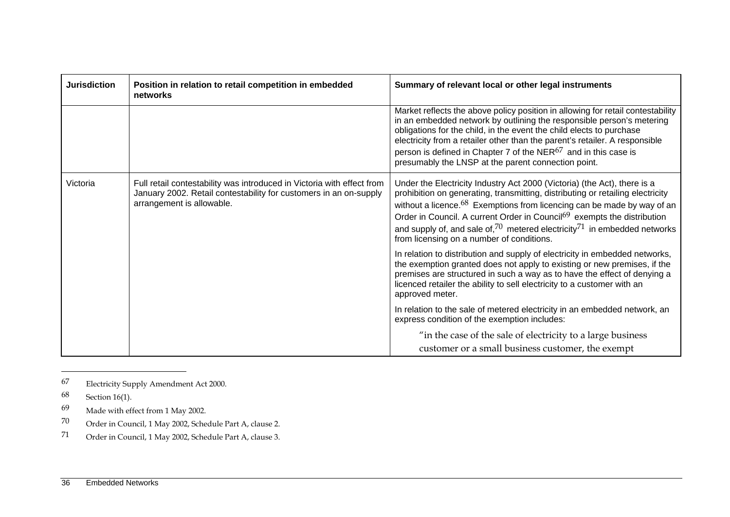| Jurisdiction | Position in relation to retail competition in embedded networks | Summary of relevant local or other legal instruments |
|---|---|---|
| | | Market reflects the above policy position in allowing for retail contestability in an embedded network by outlining the responsible person's metering obligations for the child, in the event the child elects to purchase electricity from a retailer other than the parent's retailer. A responsible person is defined in Chapter 7 of the NER[67] and in this case is presumably the LNSP at the parent connection point. |
| Victoria | Full retail contestability was introduced in Victoria with effect from January 2002. Retail contestability for customers in an on-supply arrangement is allowable. | Under the Electricity Industry Act 2000 (Victoria) (the Act), there is a prohibition on generating, transmitting, distributing or retailing electricity without a licence.[68] Exemptions from licencing can be made by way of an Order in Council. A current Order in Council[69] exempts the distribution and supply of, and sale of,[70] metered electricity[71] in embedded networks from licensing on a number of conditions.<br><br>In relation to distribution and supply of electricity in embedded networks, the exemption granted does not apply to existing or new premises, if the premises are structured in such a way as to have the effect of denying a licenced retailer the ability to sell electricity to a customer with an approved meter.<br><br>In relation to the sale of metered electricity in an embedded network, an express condition of the exemption includes:<br><br>"in the case of the sale of electricity to a large business customer or a small business customer, the exempt |

67 Electricity Supply Amendment Act 2000.

68 Section 16(1).

69 Made with effect from 1 May 2002.

70 Order in Council, 1 May 2002, Schedule Part A, clause 2.

71 Order in Council, 1 May 2002, Schedule Part A, clause 3.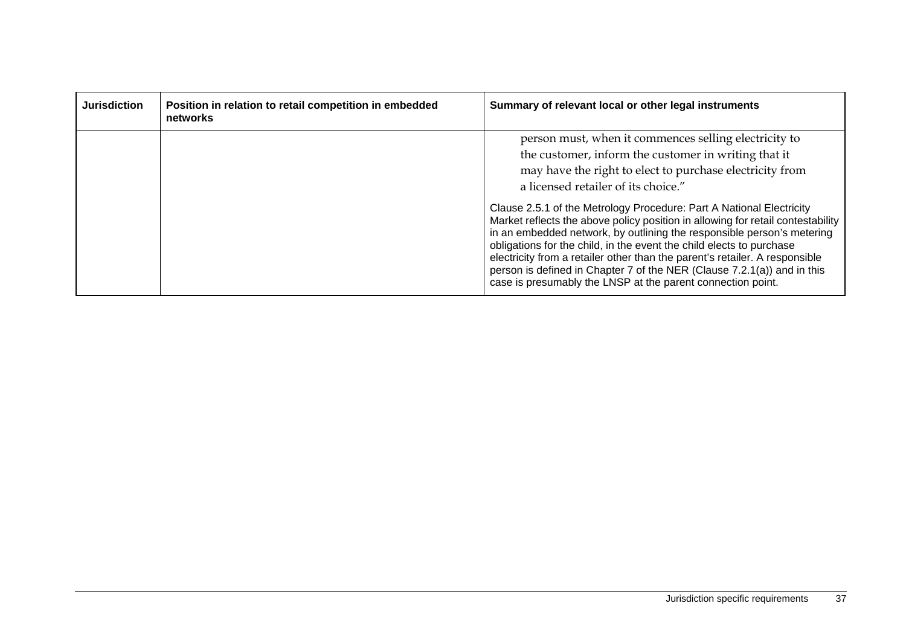| Jurisdiction | Position in relation to retail competition in embedded networks | Summary of relevant local or other legal instruments |
| --- | --- | --- |
| | | person must, when it commences selling electricity to the customer, inform the customer in writing that it may have the right to elect to purchase electricity from a licensed retailer of its choice." <br><br> Clause 2.5.1 of the Metrology Procedure: Part A National Electricity Market reflects the above policy position in allowing for retail contestability in an embedded network, by outlining the responsible person's metering obligations for the child, in the event the child elects to purchase electricity from a retailer other than the parent's retailer. A responsible person is defined in Chapter 7 of the NER (Clause 7.2.1(a)) and in this case is presumably the LNSP at the parent connection point. |